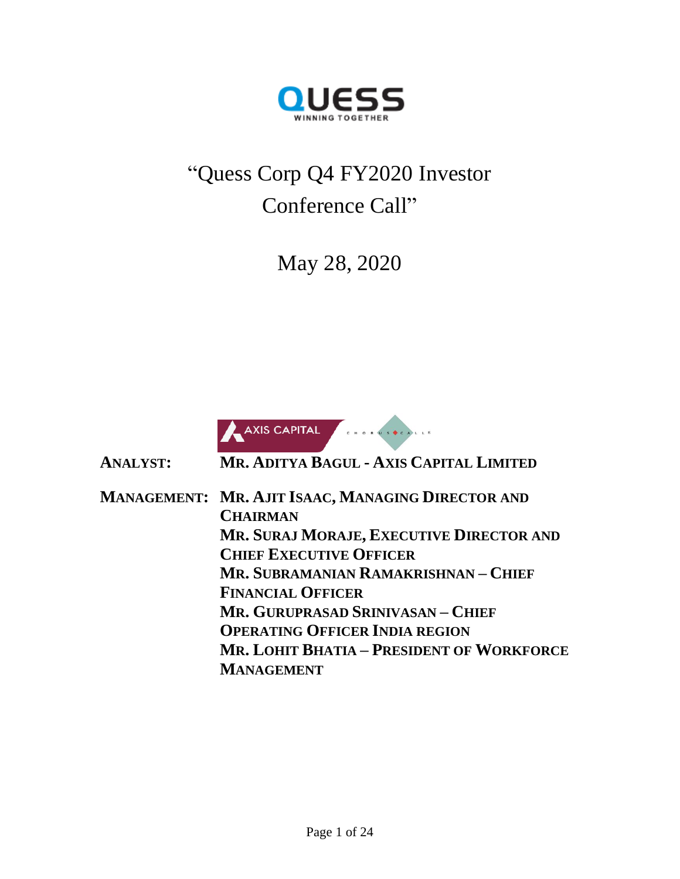QUESS

WINNING TOGETHER

# "Quess Corp Q4 FY2020 Investor Conference Call"

## May 28, 2020

AXIS CAPITAL

CHORUS CALL

**ANALYST:** **MR. ADITYA BAGUL - AXIS CAPITAL LIMITED**

**MANAGEMENT:** **MR. AJIT ISAAC, MANAGING DIRECTOR AND CHAIRMAN**
**MR. SURAJ MORAJE, EXECUTIVE DIRECTOR AND CHIEF EXECUTIVE OFFICER**
**MR. SUBRAMANIAN RAMAKRISHNAN – CHIEF FINANCIAL OFFICER**
**MR. GURUPRASAD SRINIVASAN – CHIEF OPERATING OFFICER INDIA REGION**
**MR. LOHIT BHATIA – PRESIDENT OF WORKFORCE MANAGEMENT**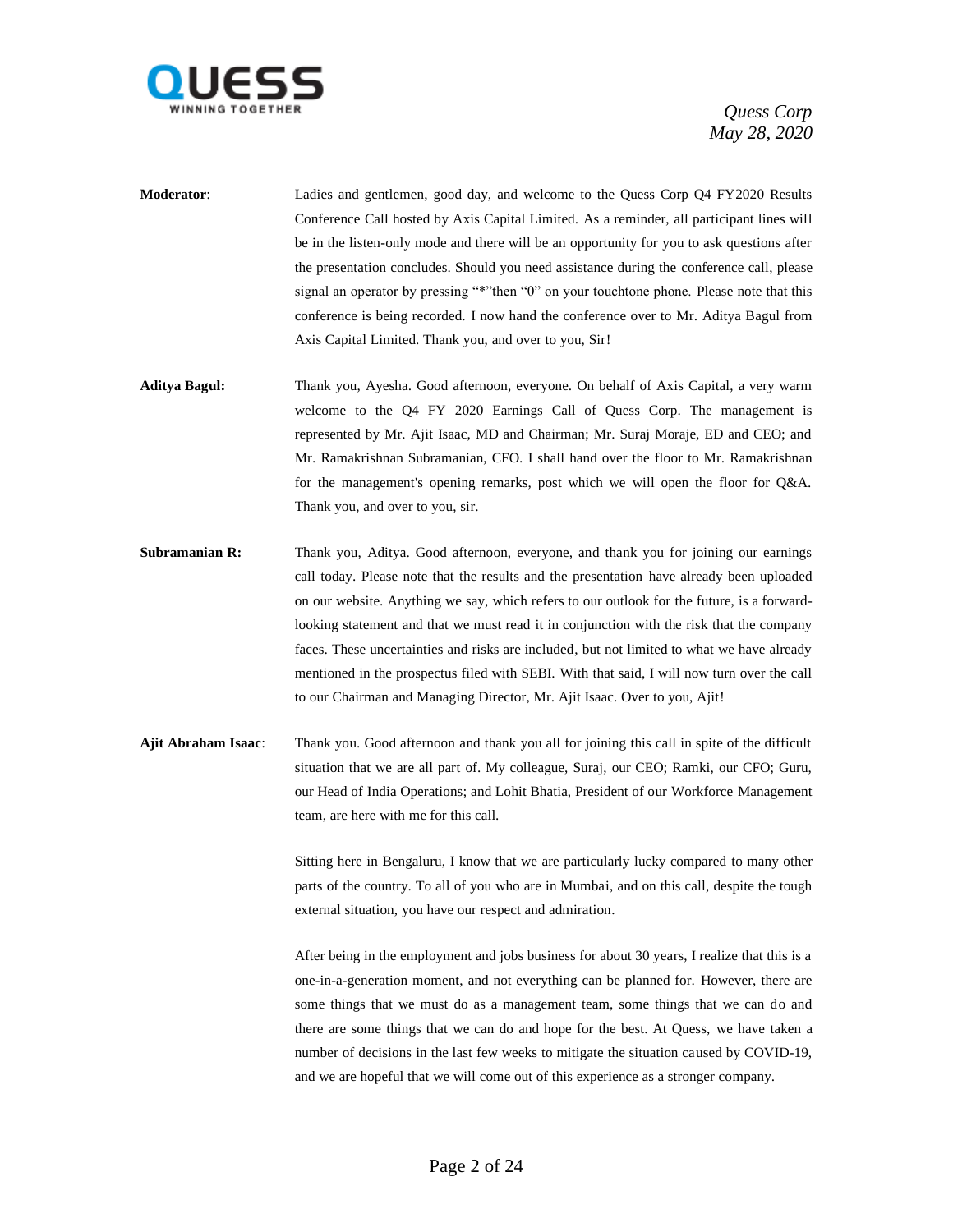**Moderator**: Ladies and gentlemen, good day, and welcome to the Quess Corp Q4 FY2020 Results Conference Call hosted by Axis Capital Limited. As a reminder, all participant lines will be in the listen-only mode and there will be an opportunity for you to ask questions after the presentation concludes. Should you need assistance during the conference call, please signal an operator by pressing "*"then "0" on your touchtone phone. Please note that this conference is being recorded. I now hand the conference over to Mr. Aditya Bagul from Axis Capital Limited. Thank you, and over to you, Sir!

**Aditya Bagul:** Thank you, Ayesha. Good afternoon, everyone. On behalf of Axis Capital, a very warm welcome to the Q4 FY 2020 Earnings Call of Quess Corp. The management is represented by Mr. Ajit Isaac, MD and Chairman; Mr. Suraj Moraje, ED and CEO; and Mr. Ramakrishnan Subramanian, CFO. I shall hand over the floor to Mr. Ramakrishnan for the management's opening remarks, post which we will open the floor for Q&A. Thank you, and over to you, sir.

**Subramanian R:** Thank you, Aditya. Good afternoon, everyone, and thank you for joining our earnings call today. Please note that the results and the presentation have already been uploaded on our website. Anything we say, which refers to our outlook for the future, is a forward-looking statement and that we must read it in conjunction with the risk that the company faces. These uncertainties and risks are included, but not limited to what we have already mentioned in the prospectus filed with SEBI. With that said, I will now turn over the call to our Chairman and Managing Director, Mr. Ajit Isaac. Over to you, Ajit!

**Ajit Abraham Isaac**: Thank you. Good afternoon and thank you all for joining this call in spite of the difficult situation that we are all part of. My colleague, Suraj, our CEO; Ramki, our CFO; Guru, our Head of India Operations; and Lohit Bhatia, President of our Workforce Management team, are here with me for this call.

Sitting here in Bengaluru, I know that we are particularly lucky compared to many other parts of the country. To all of you who are in Mumbai, and on this call, despite the tough external situation, you have our respect and admiration.

After being in the employment and jobs business for about 30 years, I realize that this is a one-in-a-generation moment, and not everything can be planned for. However, there are some things that we must do as a management team, some things that we can do and there are some things that we can do and hope for the best. At Quess, we have taken a number of decisions in the last few weeks to mitigate the situation caused by COVID-19, and we are hopeful that we will come out of this experience as a stronger company.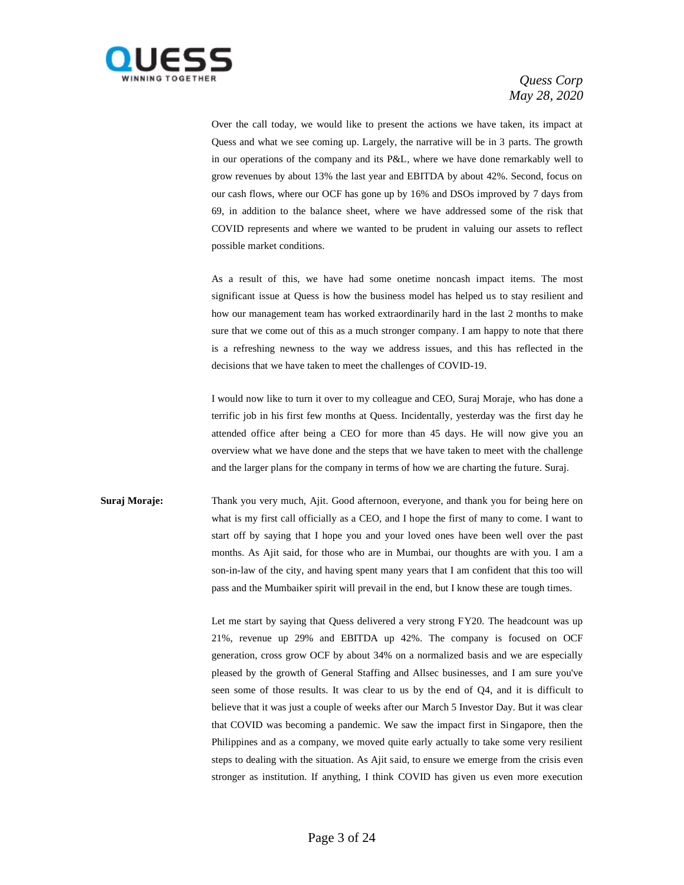Over the call today, we would like to present the actions we have taken, its impact at Quess and what we see coming up. Largely, the narrative will be in 3 parts. The growth in our operations of the company and its P&L, where we have done remarkably well to grow revenues by about 13% the last year and EBITDA by about 42%. Second, focus on our cash flows, where our OCF has gone up by 16% and DSOs improved by 7 days from 69, in addition to the balance sheet, where we have addressed some of the risk that COVID represents and where we wanted to be prudent in valuing our assets to reflect possible market conditions.

As a result of this, we have had some onetime noncash impact items. The most significant issue at Quess is how the business model has helped us to stay resilient and how our management team has worked extraordinarily hard in the last 2 months to make sure that we come out of this as a much stronger company. I am happy to note that there is a refreshing newness to the way we address issues, and this has reflected in the decisions that we have taken to meet the challenges of COVID-19.

I would now like to turn it over to my colleague and CEO, Suraj Moraje, who has done a terrific job in his first few months at Quess. Incidentally, yesterday was the first day he attended office after being a CEO for more than 45 days. He will now give you an overview what we have done and the steps that we have taken to meet with the challenge and the larger plans for the company in terms of how we are charting the future. Suraj.

**Suraj Moraje:** Thank you very much, Ajit. Good afternoon, everyone, and thank you for being here on what is my first call officially as a CEO, and I hope the first of many to come. I want to start off by saying that I hope you and your loved ones have been well over the past months. As Ajit said, for those who are in Mumbai, our thoughts are with you. I am a son-in-law of the city, and having spent many years that I am confident that this too will pass and the Mumbaiker spirit will prevail in the end, but I know these are tough times.

Let me start by saying that Quess delivered a very strong FY20. The headcount was up 21%, revenue up 29% and EBITDA up 42%. The company is focused on OCF generation, cross grow OCF by about 34% on a normalized basis and we are especially pleased by the growth of General Staffing and Allsec businesses, and I am sure you've seen some of those results. It was clear to us by the end of Q4, and it is difficult to believe that it was just a couple of weeks after our March 5 Investor Day. But it was clear that COVID was becoming a pandemic. We saw the impact first in Singapore, then the Philippines and as a company, we moved quite early actually to take some very resilient steps to dealing with the situation. As Ajit said, to ensure we emerge from the crisis even stronger as institution. If anything, I think COVID has given us even more execution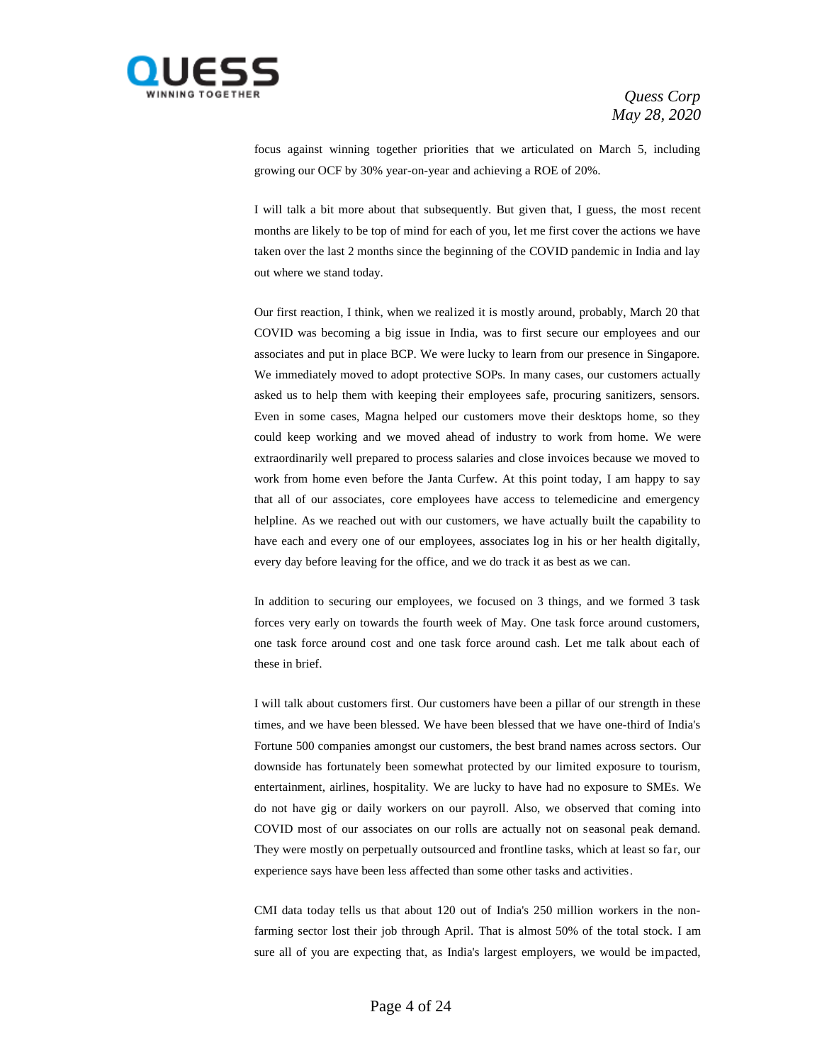focus against winning together priorities that we articulated on March 5, including growing our OCF by 30% year-on-year and achieving a ROE of 20%.

I will talk a bit more about that subsequently. But given that, I guess, the most recent months are likely to be top of mind for each of you, let me first cover the actions we have taken over the last 2 months since the beginning of the COVID pandemic in India and lay out where we stand today.

Our first reaction, I think, when we realized it is mostly around, probably, March 20 that COVID was becoming a big issue in India, was to first secure our employees and our associates and put in place BCP. We were lucky to learn from our presence in Singapore. We immediately moved to adopt protective SOPs. In many cases, our customers actually asked us to help them with keeping their employees safe, procuring sanitizers, sensors. Even in some cases, Magna helped our customers move their desktops home, so they could keep working and we moved ahead of industry to work from home. We were extraordinarily well prepared to process salaries and close invoices because we moved to work from home even before the Janta Curfew. At this point today, I am happy to say that all of our associates, core employees have access to telemedicine and emergency helpline. As we reached out with our customers, we have actually built the capability to have each and every one of our employees, associates log in his or her health digitally, every day before leaving for the office, and we do track it as best as we can.

In addition to securing our employees, we focused on 3 things, and we formed 3 task forces very early on towards the fourth week of May. One task force around customers, one task force around cost and one task force around cash. Let me talk about each of these in brief.

I will talk about customers first. Our customers have been a pillar of our strength in these times, and we have been blessed. We have been blessed that we have one-third of India's Fortune 500 companies amongst our customers, the best brand names across sectors. Our downside has fortunately been somewhat protected by our limited exposure to tourism, entertainment, airlines, hospitality. We are lucky to have had no exposure to SMEs. We do not have gig or daily workers on our payroll. Also, we observed that coming into COVID most of our associates on our rolls are actually not on seasonal peak demand. They were mostly on perpetually outsourced and frontline tasks, which at least so far, our experience says have been less affected than some other tasks and activities.

CMI data today tells us that about 120 out of India's 250 million workers in the non-farming sector lost their job through April. That is almost 50% of the total stock. I am sure all of you are expecting that, as India's largest employers, we would be impacted,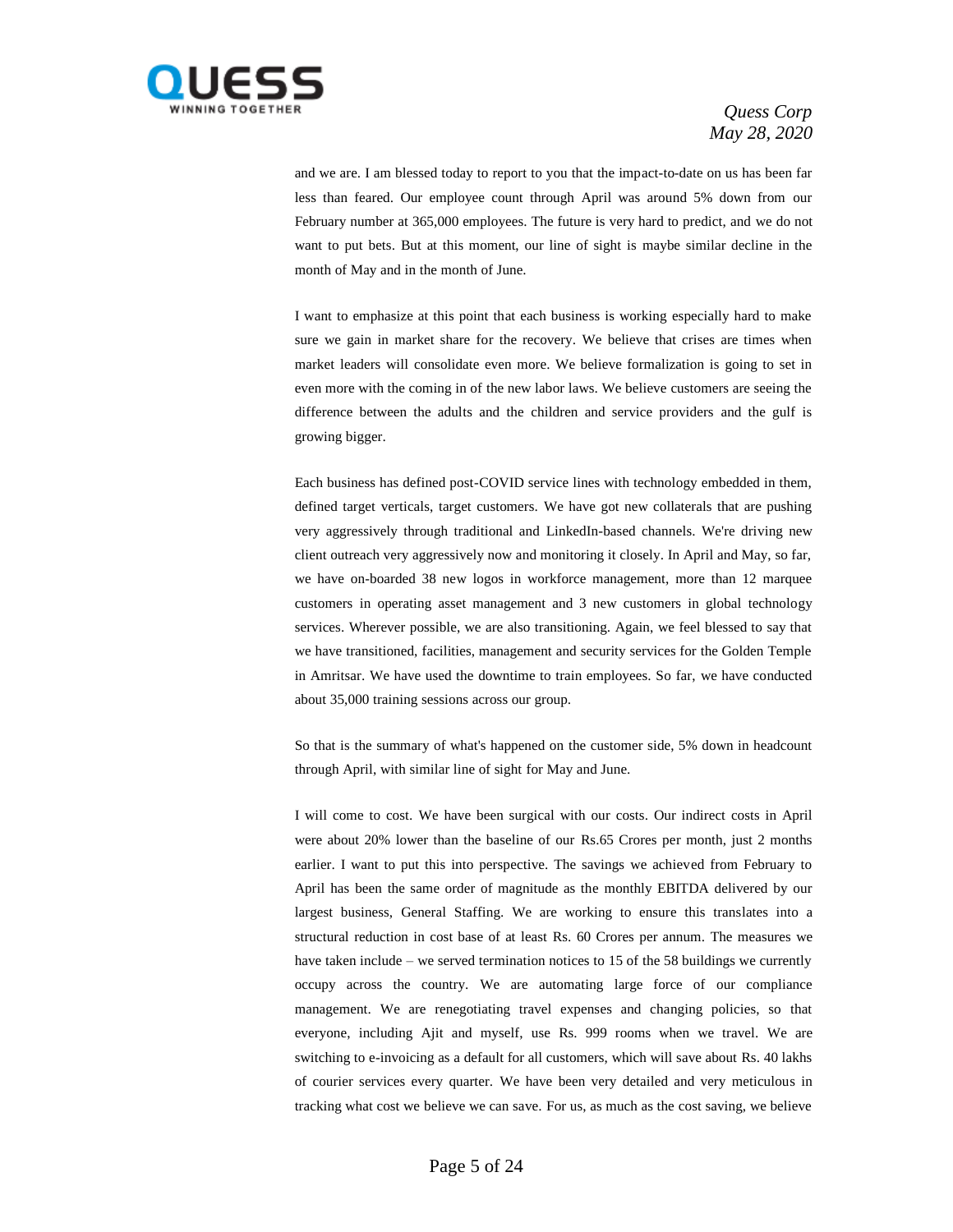and we are. I am blessed today to report to you that the impact-to-date on us has been far less than feared. Our employee count through April was around 5% down from our February number at 365,000 employees. The future is very hard to predict, and we do not want to put bets. But at this moment, our line of sight is maybe similar decline in the month of May and in the month of June.

I want to emphasize at this point that each business is working especially hard to make sure we gain in market share for the recovery. We believe that crises are times when market leaders will consolidate even more. We believe formalization is going to set in even more with the coming in of the new labor laws. We believe customers are seeing the difference between the adults and the children and service providers and the gulf is growing bigger.

Each business has defined post-COVID service lines with technology embedded in them, defined target verticals, target customers. We have got new collaterals that are pushing very aggressively through traditional and LinkedIn-based channels. We're driving new client outreach very aggressively now and monitoring it closely. In April and May, so far, we have on-boarded 38 new logos in workforce management, more than 12 marquee customers in operating asset management and 3 new customers in global technology services. Wherever possible, we are also transitioning. Again, we feel blessed to say that we have transitioned, facilities, management and security services for the Golden Temple in Amritsar. We have used the downtime to train employees. So far, we have conducted about 35,000 training sessions across our group.

So that is the summary of what's happened on the customer side, 5% down in headcount through April, with similar line of sight for May and June.

I will come to cost. We have been surgical with our costs. Our indirect costs in April were about 20% lower than the baseline of our Rs.65 Crores per month, just 2 months earlier. I want to put this into perspective. The savings we achieved from February to April has been the same order of magnitude as the monthly EBITDA delivered by our largest business, General Staffing. We are working to ensure this translates into a structural reduction in cost base of at least Rs. 60 Crores per annum. The measures we have taken include – we served termination notices to 15 of the 58 buildings we currently occupy across the country. We are automating large force of our compliance management. We are renegotiating travel expenses and changing policies, so that everyone, including Ajit and myself, use Rs. 999 rooms when we travel. We are switching to e-invoicing as a default for all customers, which will save about Rs. 40 lakhs of courier services every quarter. We have been very detailed and very meticulous in tracking what cost we believe we can save. For us, as much as the cost saving, we believe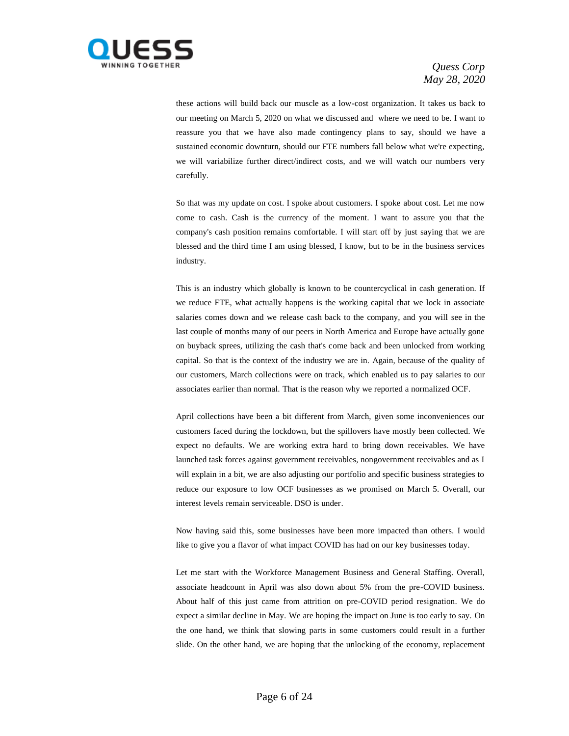these actions will build back our muscle as a low-cost organization. It takes us back to our meeting on March 5, 2020 on what we discussed and where we need to be. I want to reassure you that we have also made contingency plans to say, should we have a sustained economic downturn, should our FTE numbers fall below what we're expecting, we will variabilize further direct/indirect costs, and we will watch our numbers very carefully.

So that was my update on cost. I spoke about customers. I spoke about cost. Let me now come to cash. Cash is the currency of the moment. I want to assure you that the company's cash position remains comfortable. I will start off by just saying that we are blessed and the third time I am using blessed, I know, but to be in the business services industry.

This is an industry which globally is known to be countercyclical in cash generation. If we reduce FTE, what actually happens is the working capital that we lock in associate salaries comes down and we release cash back to the company, and you will see in the last couple of months many of our peers in North America and Europe have actually gone on buyback sprees, utilizing the cash that's come back and been unlocked from working capital. So that is the context of the industry we are in. Again, because of the quality of our customers, March collections were on track, which enabled us to pay salaries to our associates earlier than normal. That is the reason why we reported a normalized OCF.

April collections have been a bit different from March, given some inconveniences our customers faced during the lockdown, but the spillovers have mostly been collected. We expect no defaults. We are working extra hard to bring down receivables. We have launched task forces against government receivables, nongovernment receivables and as I will explain in a bit, we are also adjusting our portfolio and specific business strategies to reduce our exposure to low OCF businesses as we promised on March 5. Overall, our interest levels remain serviceable. DSO is under.

Now having said this, some businesses have been more impacted than others. I would like to give you a flavor of what impact COVID has had on our key businesses today.

Let me start with the Workforce Management Business and General Staffing. Overall, associate headcount in April was also down about 5% from the pre-COVID business. About half of this just came from attrition on pre-COVID period resignation. We do expect a similar decline in May. We are hoping the impact on June is too early to say. On the one hand, we think that slowing parts in some customers could result in a further slide. On the other hand, we are hoping that the unlocking of the economy, replacement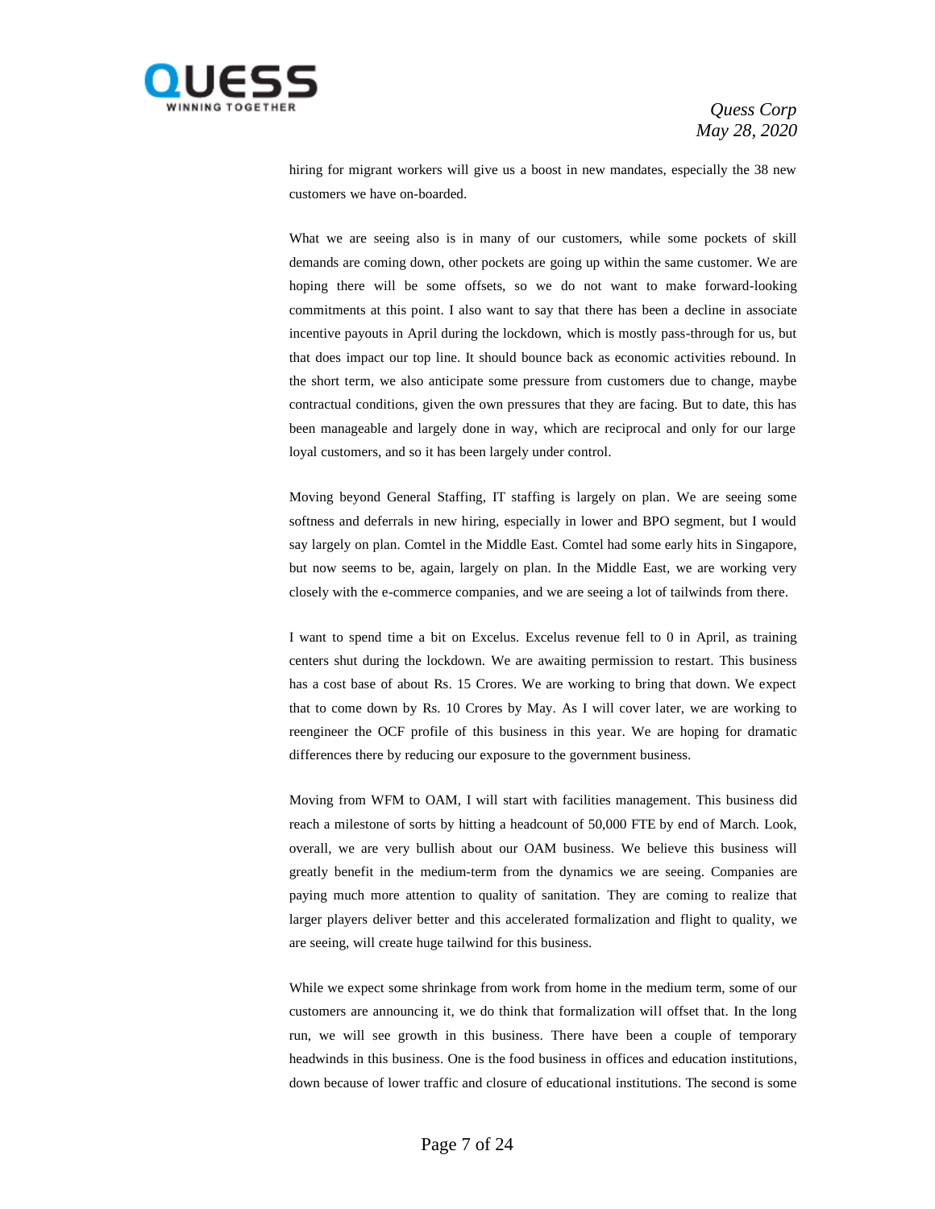hiring for migrant workers will give us a boost in new mandates, especially the 38 new customers we have on-boarded.

What we are seeing also is in many of our customers, while some pockets of skill demands are coming down, other pockets are going up within the same customer. We are hoping there will be some offsets, so we do not want to make forward-looking commitments at this point. I also want to say that there has been a decline in associate incentive payouts in April during the lockdown, which is mostly pass-through for us, but that does impact our top line. It should bounce back as economic activities rebound. In the short term, we also anticipate some pressure from customers due to change, maybe contractual conditions, given the own pressures that they are facing. But to date, this has been manageable and largely done in way, which are reciprocal and only for our large loyal customers, and so it has been largely under control.

Moving beyond General Staffing, IT staffing is largely on plan. We are seeing some softness and deferrals in new hiring, especially in lower and BPO segment, but I would say largely on plan. Comtel in the Middle East. Comtel had some early hits in Singapore, but now seems to be, again, largely on plan. In the Middle East, we are working very closely with the e-commerce companies, and we are seeing a lot of tailwinds from there.

I want to spend time a bit on Excelus. Excelus revenue fell to 0 in April, as training centers shut during the lockdown. We are awaiting permission to restart. This business has a cost base of about Rs. 15 Crores. We are working to bring that down. We expect that to come down by Rs. 10 Crores by May. As I will cover later, we are working to reengineer the OCF profile of this business in this year. We are hoping for dramatic differences there by reducing our exposure to the government business.

Moving from WFM to OAM, I will start with facilities management. This business did reach a milestone of sorts by hitting a headcount of 50,000 FTE by end of March. Look, overall, we are very bullish about our OAM business. We believe this business will greatly benefit in the medium-term from the dynamics we are seeing. Companies are paying much more attention to quality of sanitation. They are coming to realize that larger players deliver better and this accelerated formalization and flight to quality, we are seeing, will create huge tailwind for this business.

While we expect some shrinkage from work from home in the medium term, some of our customers are announcing it, we do think that formalization will offset that. In the long run, we will see growth in this business. There have been a couple of temporary headwinds in this business. One is the food business in offices and education institutions, down because of lower traffic and closure of educational institutions. The second is some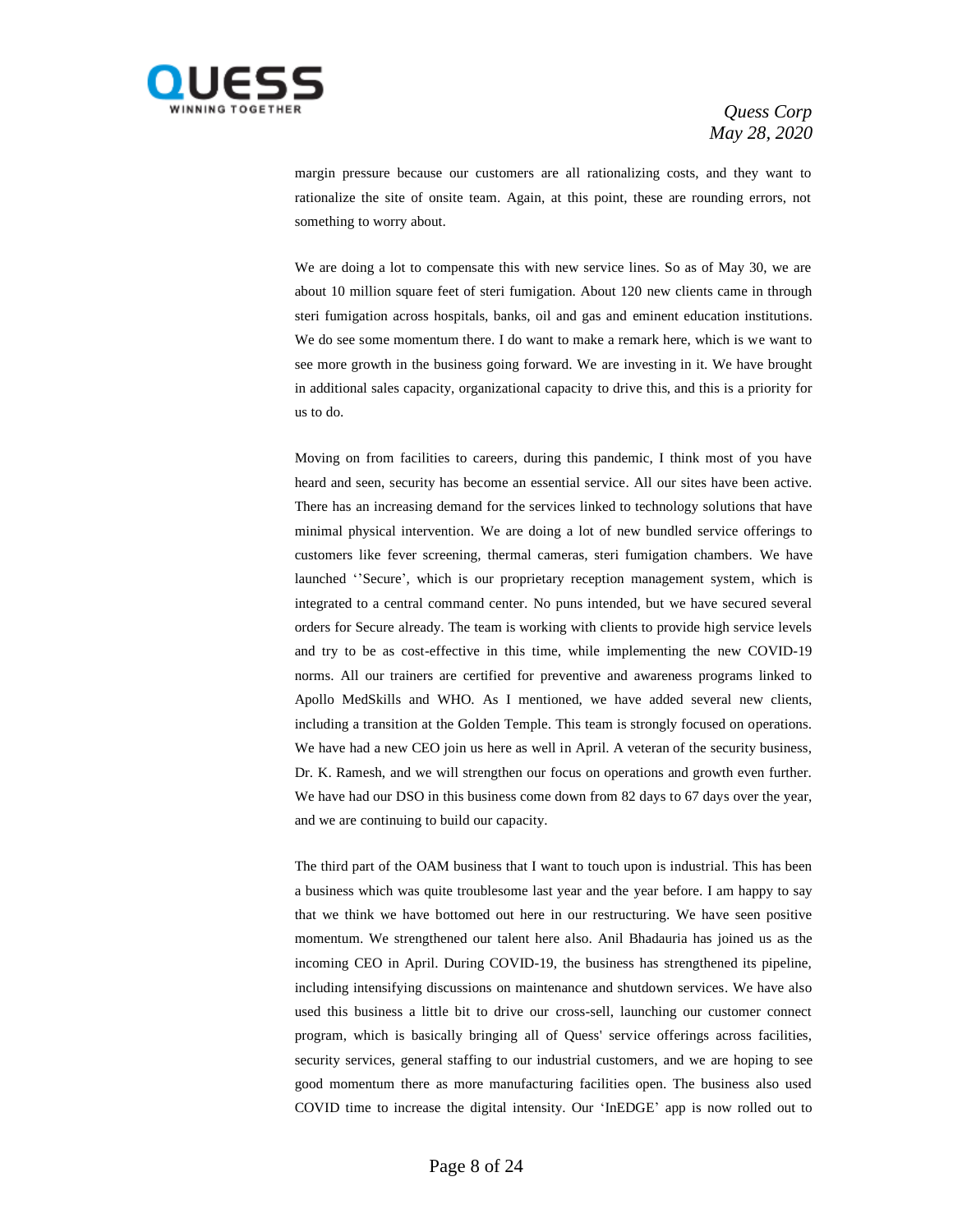margin pressure because our customers are all rationalizing costs, and they want to rationalize the site of onsite team. Again, at this point, these are rounding errors, not something to worry about.

We are doing a lot to compensate this with new service lines. So as of May 30, we are about 10 million square feet of steri fumigation. About 120 new clients came in through steri fumigation across hospitals, banks, oil and gas and eminent education institutions. We do see some momentum there. I do want to make a remark here, which is we want to see more growth in the business going forward. We are investing in it. We have brought in additional sales capacity, organizational capacity to drive this, and this is a priority for us to do.

Moving on from facilities to careers, during this pandemic, I think most of you have heard and seen, security has become an essential service. All our sites have been active. There has an increasing demand for the services linked to technology solutions that have minimal physical intervention. We are doing a lot of new bundled service offerings to customers like fever screening, thermal cameras, steri fumigation chambers. We have launched ''Secure', which is our proprietary reception management system, which is integrated to a central command center. No puns intended, but we have secured several orders for Secure already. The team is working with clients to provide high service levels and try to be as cost-effective in this time, while implementing the new COVID-19 norms. All our trainers are certified for preventive and awareness programs linked to Apollo MedSkills and WHO. As I mentioned, we have added several new clients, including a transition at the Golden Temple. This team is strongly focused on operations. We have had a new CEO join us here as well in April. A veteran of the security business, Dr. K. Ramesh, and we will strengthen our focus on operations and growth even further. We have had our DSO in this business come down from 82 days to 67 days over the year, and we are continuing to build our capacity.

The third part of the OAM business that I want to touch upon is industrial. This has been a business which was quite troublesome last year and the year before. I am happy to say that we think we have bottomed out here in our restructuring. We have seen positive momentum. We strengthened our talent here also. Anil Bhadauria has joined us as the incoming CEO in April. During COVID-19, the business has strengthened its pipeline, including intensifying discussions on maintenance and shutdown services. We have also used this business a little bit to drive our cross-sell, launching our customer connect program, which is basically bringing all of Quess' service offerings across facilities, security services, general staffing to our industrial customers, and we are hoping to see good momentum there as more manufacturing facilities open. The business also used COVID time to increase the digital intensity. Our 'InEDGE' app is now rolled out to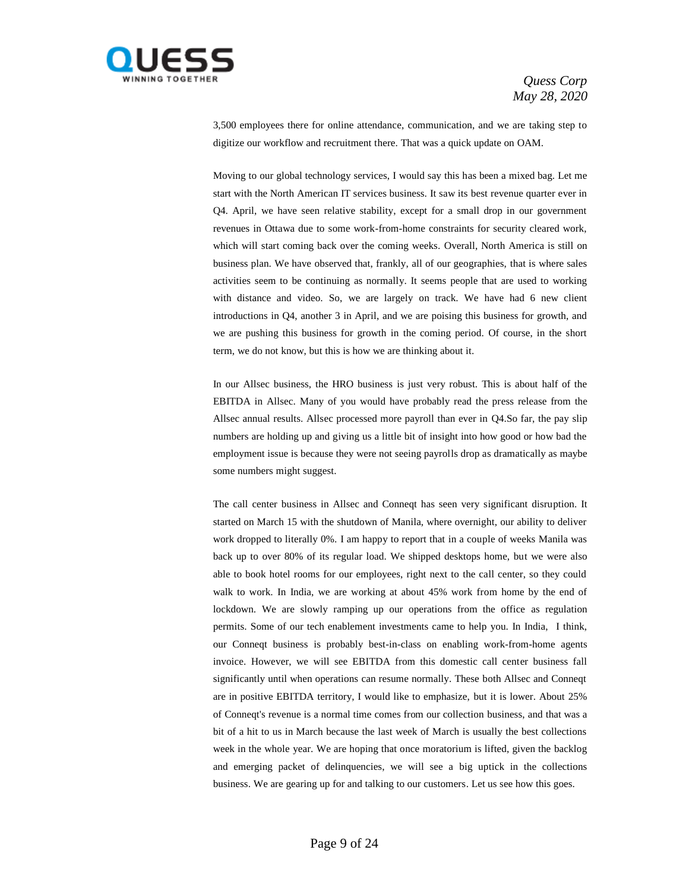3,500 employees there for online attendance, communication, and we are taking step to digitize our workflow and recruitment there. That was a quick update on OAM.

Moving to our global technology services, I would say this has been a mixed bag. Let me start with the North American IT services business. It saw its best revenue quarter ever in Q4. April, we have seen relative stability, except for a small drop in our government revenues in Ottawa due to some work-from-home constraints for security cleared work, which will start coming back over the coming weeks. Overall, North America is still on business plan. We have observed that, frankly, all of our geographies, that is where sales activities seem to be continuing as normally. It seems people that are used to working with distance and video. So, we are largely on track. We have had 6 new client introductions in Q4, another 3 in April, and we are poising this business for growth, and we are pushing this business for growth in the coming period. Of course, in the short term, we do not know, but this is how we are thinking about it.

In our Allsec business, the HRO business is just very robust. This is about half of the EBITDA in Allsec. Many of you would have probably read the press release from the Allsec annual results. Allsec processed more payroll than ever in Q4.So far, the pay slip numbers are holding up and giving us a little bit of insight into how good or how bad the employment issue is because they were not seeing payrolls drop as dramatically as maybe some numbers might suggest.

The call center business in Allsec and Conneqt has seen very significant disruption. It started on March 15 with the shutdown of Manila, where overnight, our ability to deliver work dropped to literally 0%. I am happy to report that in a couple of weeks Manila was back up to over 80% of its regular load. We shipped desktops home, but we were also able to book hotel rooms for our employees, right next to the call center, so they could walk to work. In India, we are working at about 45% work from home by the end of lockdown. We are slowly ramping up our operations from the office as regulation permits. Some of our tech enablement investments came to help you. In India, I think, our Conneqt business is probably best-in-class on enabling work-from-home agents invoice. However, we will see EBITDA from this domestic call center business fall significantly until when operations can resume normally. These both Allsec and Conneqt are in positive EBITDA territory, I would like to emphasize, but it is lower. About 25% of Conneqt's revenue is a normal time comes from our collection business, and that was a bit of a hit to us in March because the last week of March is usually the best collections week in the whole year. We are hoping that once moratorium is lifted, given the backlog and emerging packet of delinquencies, we will see a big uptick in the collections business. We are gearing up for and talking to our customers. Let us see how this goes.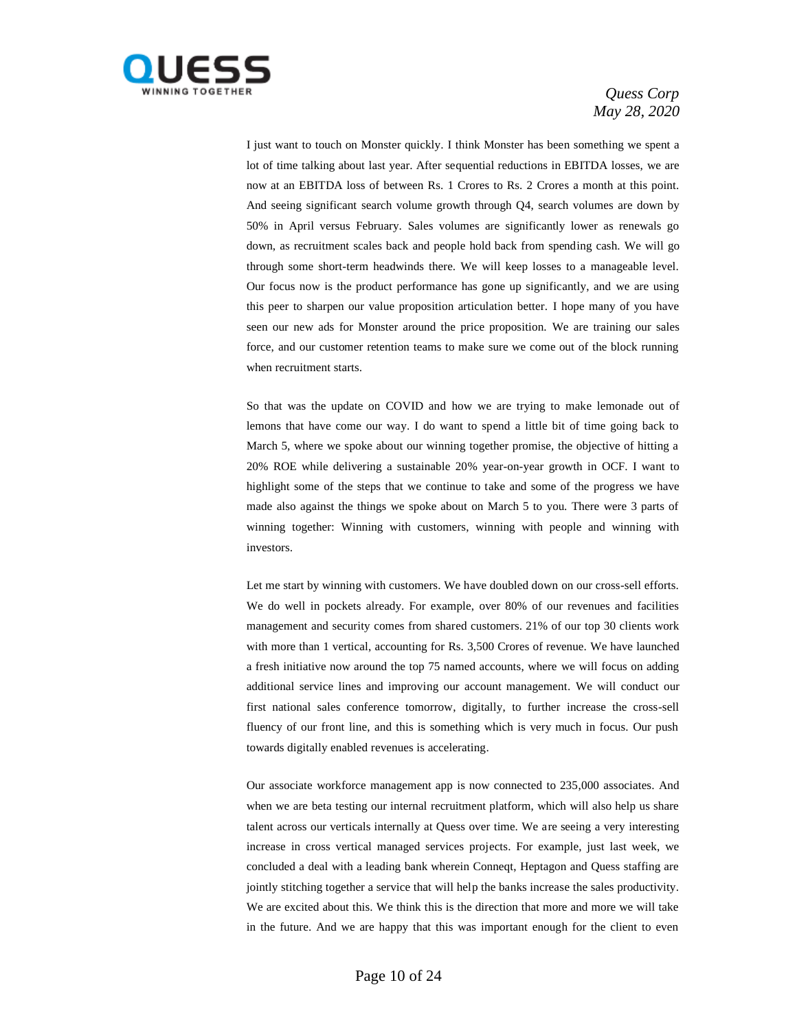I just want to touch on Monster quickly. I think Monster has been something we spent a lot of time talking about last year. After sequential reductions in EBITDA losses, we are now at an EBITDA loss of between Rs. 1 Crores to Rs. 2 Crores a month at this point. And seeing significant search volume growth through Q4, search volumes are down by 50% in April versus February. Sales volumes are significantly lower as renewals go down, as recruitment scales back and people hold back from spending cash. We will go through some short-term headwinds there. We will keep losses to a manageable level. Our focus now is the product performance has gone up significantly, and we are using this peer to sharpen our value proposition articulation better. I hope many of you have seen our new ads for Monster around the price proposition. We are training our sales force, and our customer retention teams to make sure we come out of the block running when recruitment starts.

So that was the update on COVID and how we are trying to make lemonade out of lemons that have come our way. I do want to spend a little bit of time going back to March 5, where we spoke about our winning together promise, the objective of hitting a 20% ROE while delivering a sustainable 20% year-on-year growth in OCF. I want to highlight some of the steps that we continue to take and some of the progress we have made also against the things we spoke about on March 5 to you. There were 3 parts of winning together: Winning with customers, winning with people and winning with investors.

Let me start by winning with customers. We have doubled down on our cross-sell efforts. We do well in pockets already. For example, over 80% of our revenues and facilities management and security comes from shared customers. 21% of our top 30 clients work with more than 1 vertical, accounting for Rs. 3,500 Crores of revenue. We have launched a fresh initiative now around the top 75 named accounts, where we will focus on adding additional service lines and improving our account management. We will conduct our first national sales conference tomorrow, digitally, to further increase the cross-sell fluency of our front line, and this is something which is very much in focus. Our push towards digitally enabled revenues is accelerating.

Our associate workforce management app is now connected to 235,000 associates. And when we are beta testing our internal recruitment platform, which will also help us share talent across our verticals internally at Quess over time. We are seeing a very interesting increase in cross vertical managed services projects. For example, just last week, we concluded a deal with a leading bank wherein Conneqt, Heptagon and Quess staffing are jointly stitching together a service that will help the banks increase the sales productivity. We are excited about this. We think this is the direction that more and more we will take in the future. And we are happy that this was important enough for the client to even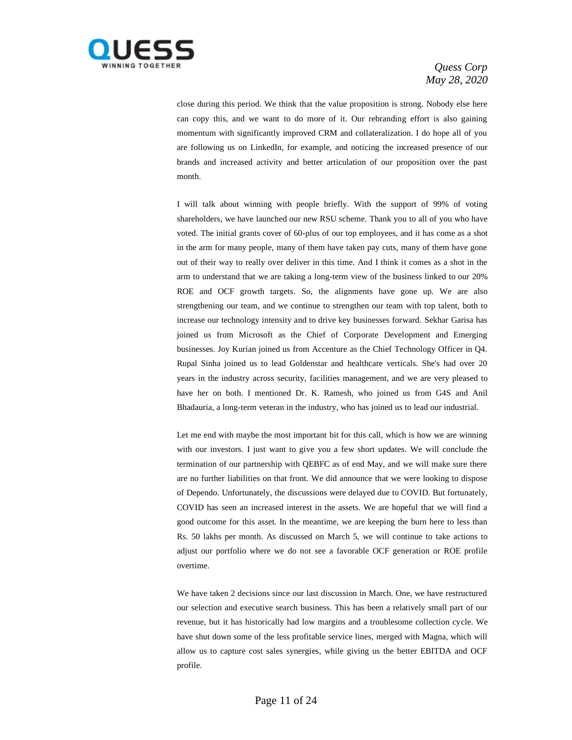close during this period. We think that the value proposition is strong. Nobody else here can copy this, and we want to do more of it. Our rebranding effort is also gaining momentum with significantly improved CRM and collateralization. I do hope all of you are following us on LinkedIn, for example, and noticing the increased presence of our brands and increased activity and better articulation of our proposition over the past month.

I will talk about winning with people briefly. With the support of 99% of voting shareholders, we have launched our new RSU scheme. Thank you to all of you who have voted. The initial grants cover of 60-plus of our top employees, and it has come as a shot in the arm for many people, many of them have taken pay cuts, many of them have gone out of their way to really over deliver in this time. And I think it comes as a shot in the arm to understand that we are taking a long-term view of the business linked to our 20% ROE and OCF growth targets. So, the alignments have gone up. We are also strengthening our team, and we continue to strengthen our team with top talent, both to increase our technology intensity and to drive key businesses forward. Sekhar Garisa has joined us from Microsoft as the Chief of Corporate Development and Emerging businesses. Joy Kurian joined us from Accenture as the Chief Technology Officer in Q4. Rupal Sinha joined us to lead Goldenstar and healthcare verticals. She's had over 20 years in the industry across security, facilities management, and we are very pleased to have her on both. I mentioned Dr. K. Ramesh, who joined us from G4S and Anil Bhadauria, a long-term veteran in the industry, who has joined us to lead our industrial.

Let me end with maybe the most important bit for this call, which is how we are winning with our investors. I just want to give you a few short updates. We will conclude the termination of our partnership with QEBFC as of end May, and we will make sure there are no further liabilities on that front. We did announce that we were looking to dispose of Dependo. Unfortunately, the discussions were delayed due to COVID. But fortunately, COVID has seen an increased interest in the assets. We are hopeful that we will find a good outcome for this asset. In the meantime, we are keeping the burn here to less than Rs. 50 lakhs per month. As discussed on March 5, we will continue to take actions to adjust our portfolio where we do not see a favorable OCF generation or ROE profile overtime.

We have taken 2 decisions since our last discussion in March. One, we have restructured our selection and executive search business. This has been a relatively small part of our revenue, but it has historically had low margins and a troublesome collection cycle. We have shut down some of the less profitable service lines, merged with Magna, which will allow us to capture cost sales synergies, while giving us the better EBITDA and OCF profile.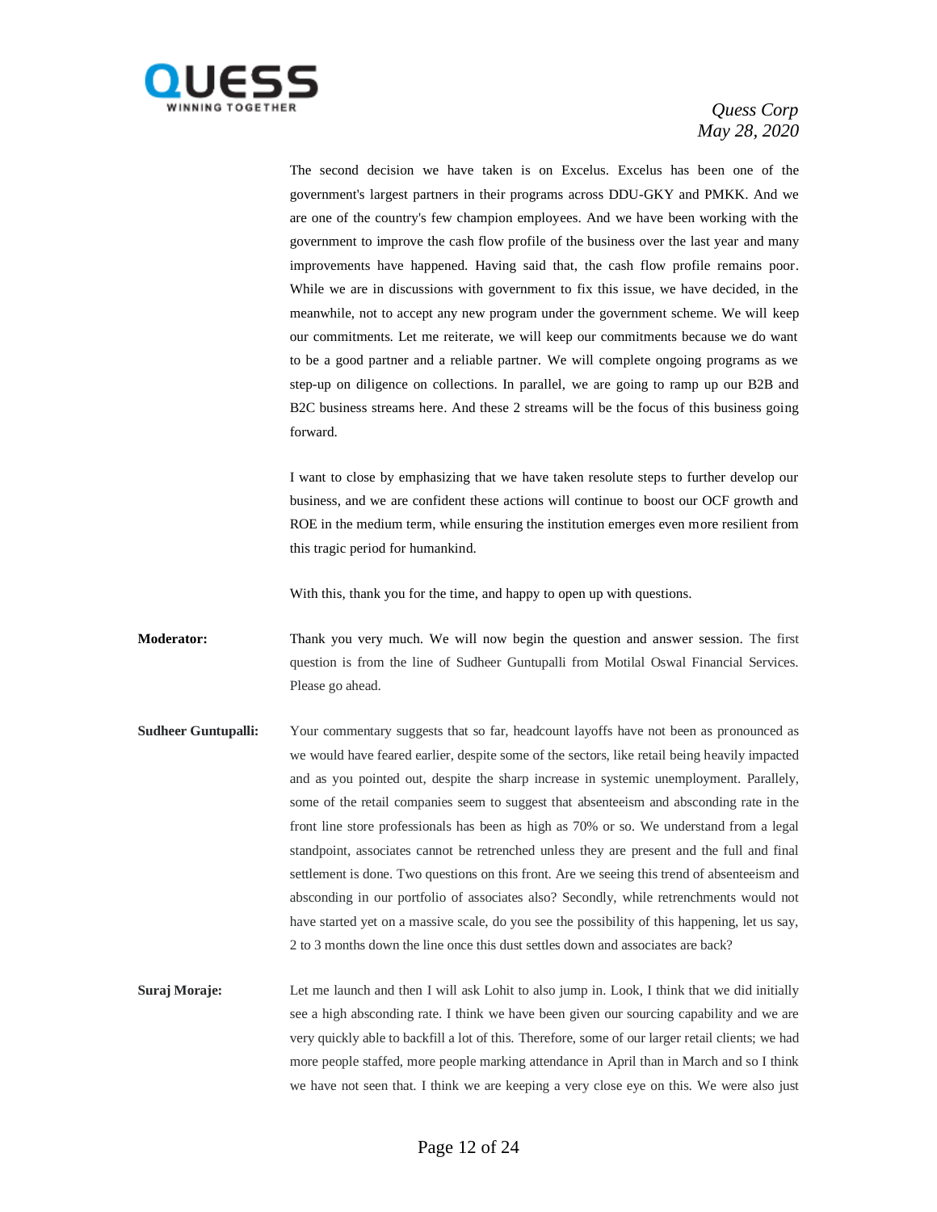The second decision we have taken is on Excelus. Excelus has been one of the government's largest partners in their programs across DDU-GKY and PMKK. And we are one of the country's few champion employees. And we have been working with the government to improve the cash flow profile of the business over the last year and many improvements have happened. Having said that, the cash flow profile remains poor. While we are in discussions with government to fix this issue, we have decided, in the meanwhile, not to accept any new program under the government scheme. We will keep our commitments. Let me reiterate, we will keep our commitments because we do want to be a good partner and a reliable partner. We will complete ongoing programs as we step-up on diligence on collections. In parallel, we are going to ramp up our B2B and B2C business streams here. And these 2 streams will be the focus of this business going forward.

I want to close by emphasizing that we have taken resolute steps to further develop our business, and we are confident these actions will continue to boost our OCF growth and ROE in the medium term, while ensuring the institution emerges even more resilient from this tragic period for humankind.

With this, thank you for the time, and happy to open up with questions.

**Moderator:** Thank you very much. We will now begin the question and answer session. The first question is from the line of Sudheer Guntupalli from Motilal Oswal Financial Services. Please go ahead.

**Sudheer Guntupalli:** Your commentary suggests that so far, headcount layoffs have not been as pronounced as we would have feared earlier, despite some of the sectors, like retail being heavily impacted and as you pointed out, despite the sharp increase in systemic unemployment. Parallely, some of the retail companies seem to suggest that absenteeism and absconding rate in the front line store professionals has been as high as 70% or so. We understand from a legal standpoint, associates cannot be retrenched unless they are present and the full and final settlement is done. Two questions on this front. Are we seeing this trend of absenteeism and absconding in our portfolio of associates also? Secondly, while retrenchments would not have started yet on a massive scale, do you see the possibility of this happening, let us say, 2 to 3 months down the line once this dust settles down and associates are back?

**Suraj Moraje:** Let me launch and then I will ask Lohit to also jump in. Look, I think that we did initially see a high absconding rate. I think we have been given our sourcing capability and we are very quickly able to backfill a lot of this. Therefore, some of our larger retail clients; we had more people staffed, more people marking attendance in April than in March and so I think we have not seen that. I think we are keeping a very close eye on this. We were also just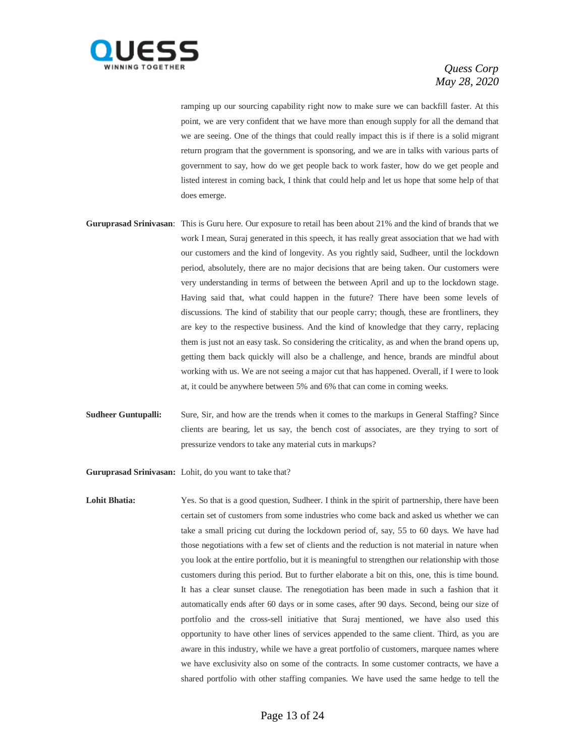ramping up our sourcing capability right now to make sure we can backfill faster. At this point, we are very confident that we have more than enough supply for all the demand that we are seeing. One of the things that could really impact this is if there is a solid migrant return program that the government is sponsoring, and we are in talks with various parts of government to say, how do we get people back to work faster, how do we get people and listed interest in coming back, I think that could help and let us hope that some help of that does emerge.

**Guruprasad Srinivasan**: This is Guru here. Our exposure to retail has been about 21% and the kind of brands that we work I mean, Suraj generated in this speech, it has really great association that we had with our customers and the kind of longevity. As you rightly said, Sudheer, until the lockdown period, absolutely, there are no major decisions that are being taken. Our customers were very understanding in terms of between the between April and up to the lockdown stage. Having said that, what could happen in the future? There have been some levels of discussions. The kind of stability that our people carry; though, these are frontliners, they are key to the respective business. And the kind of knowledge that they carry, replacing them is just not an easy task. So considering the criticality, as and when the brand opens up, getting them back quickly will also be a challenge, and hence, brands are mindful about working with us. We are not seeing a major cut that has happened. Overall, if I were to look at, it could be anywhere between 5% and 6% that can come in coming weeks.

**Sudheer Guntupalli:** Sure, Sir, and how are the trends when it comes to the markups in General Staffing? Since clients are bearing, let us say, the bench cost of associates, are they trying to sort of pressurize vendors to take any material cuts in markups?

**Guruprasad Srinivasan:** Lohit, do you want to take that?

**Lohit Bhatia:** Yes. So that is a good question, Sudheer. I think in the spirit of partnership, there have been certain set of customers from some industries who come back and asked us whether we can take a small pricing cut during the lockdown period of, say, 55 to 60 days. We have had those negotiations with a few set of clients and the reduction is not material in nature when you look at the entire portfolio, but it is meaningful to strengthen our relationship with those customers during this period. But to further elaborate a bit on this, one, this is time bound. It has a clear sunset clause. The renegotiation has been made in such a fashion that it automatically ends after 60 days or in some cases, after 90 days. Second, being our size of portfolio and the cross-sell initiative that Suraj mentioned, we have also used this opportunity to have other lines of services appended to the same client. Third, as you are aware in this industry, while we have a great portfolio of customers, marquee names where we have exclusivity also on some of the contracts. In some customer contracts, we have a shared portfolio with other staffing companies. We have used the same hedge to tell the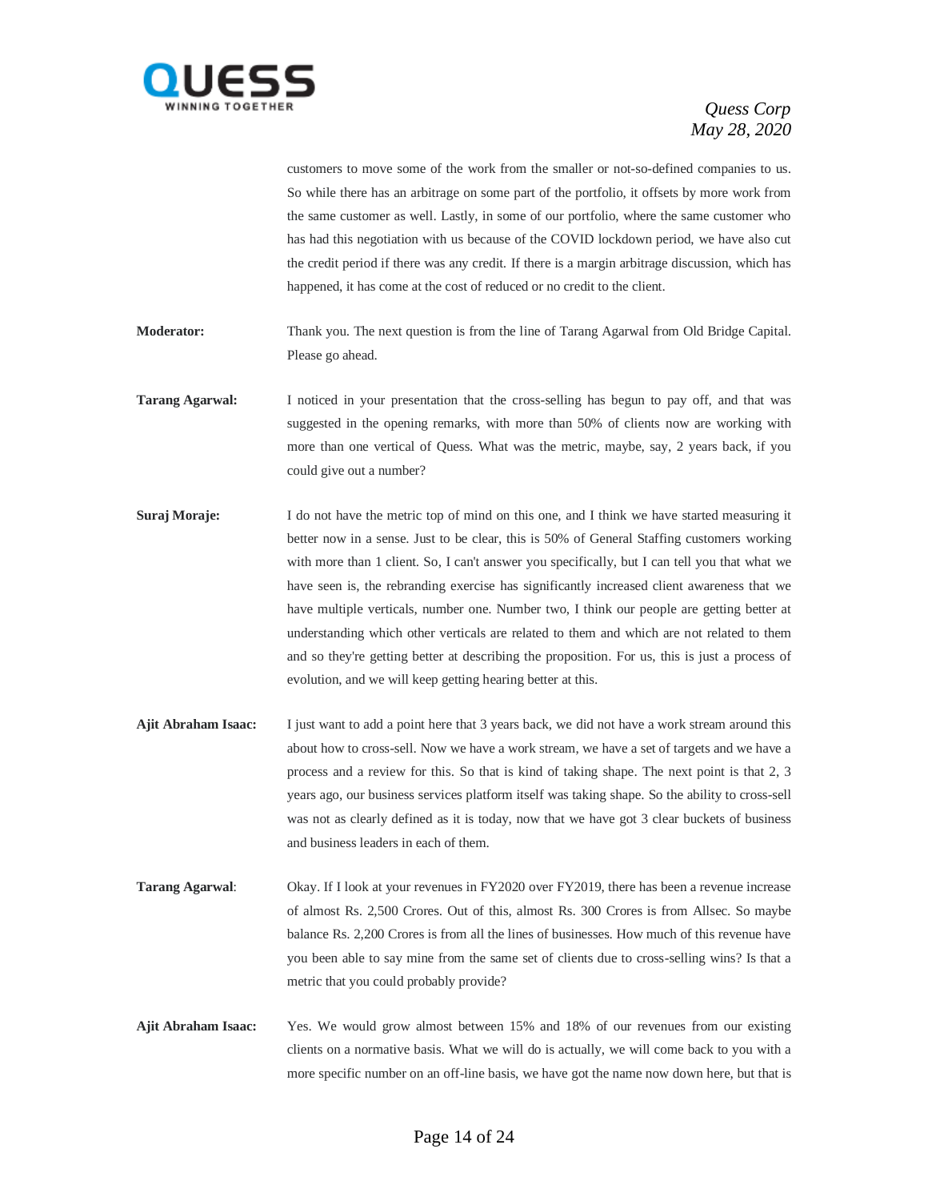customers to move some of the work from the smaller or not-so-defined companies to us. So while there has an arbitrage on some part of the portfolio, it offsets by more work from the same customer as well. Lastly, in some of our portfolio, where the same customer who has had this negotiation with us because of the COVID lockdown period, we have also cut the credit period if there was any credit. If there is a margin arbitrage discussion, which has happened, it has come at the cost of reduced or no credit to the client.

**Moderator:** Thank you. The next question is from the line of Tarang Agarwal from Old Bridge Capital. Please go ahead.

**Tarang Agarwal:** I noticed in your presentation that the cross-selling has begun to pay off, and that was suggested in the opening remarks, with more than 50% of clients now are working with more than one vertical of Quess. What was the metric, maybe, say, 2 years back, if you could give out a number?

**Suraj Moraje:** I do not have the metric top of mind on this one, and I think we have started measuring it better now in a sense. Just to be clear, this is 50% of General Staffing customers working with more than 1 client. So, I can't answer you specifically, but I can tell you that what we have seen is, the rebranding exercise has significantly increased client awareness that we have multiple verticals, number one. Number two, I think our people are getting better at understanding which other verticals are related to them and which are not related to them and so they're getting better at describing the proposition. For us, this is just a process of evolution, and we will keep getting hearing better at this.

**Ajit Abraham Isaac:** I just want to add a point here that 3 years back, we did not have a work stream around this about how to cross-sell. Now we have a work stream, we have a set of targets and we have a process and a review for this. So that is kind of taking shape. The next point is that 2, 3 years ago, our business services platform itself was taking shape. So the ability to cross-sell was not as clearly defined as it is today, now that we have got 3 clear buckets of business and business leaders in each of them.

**Tarang Agarwal:** Okay. If I look at your revenues in FY2020 over FY2019, there has been a revenue increase of almost Rs. 2,500 Crores. Out of this, almost Rs. 300 Crores is from Allsec. So maybe balance Rs. 2,200 Crores is from all the lines of businesses. How much of this revenue have you been able to say mine from the same set of clients due to cross-selling wins? Is that a metric that you could probably provide?

**Ajit Abraham Isaac:** Yes. We would grow almost between 15% and 18% of our revenues from our existing clients on a normative basis. What we will do is actually, we will come back to you with a more specific number on an off-line basis, we have got the name now down here, but that is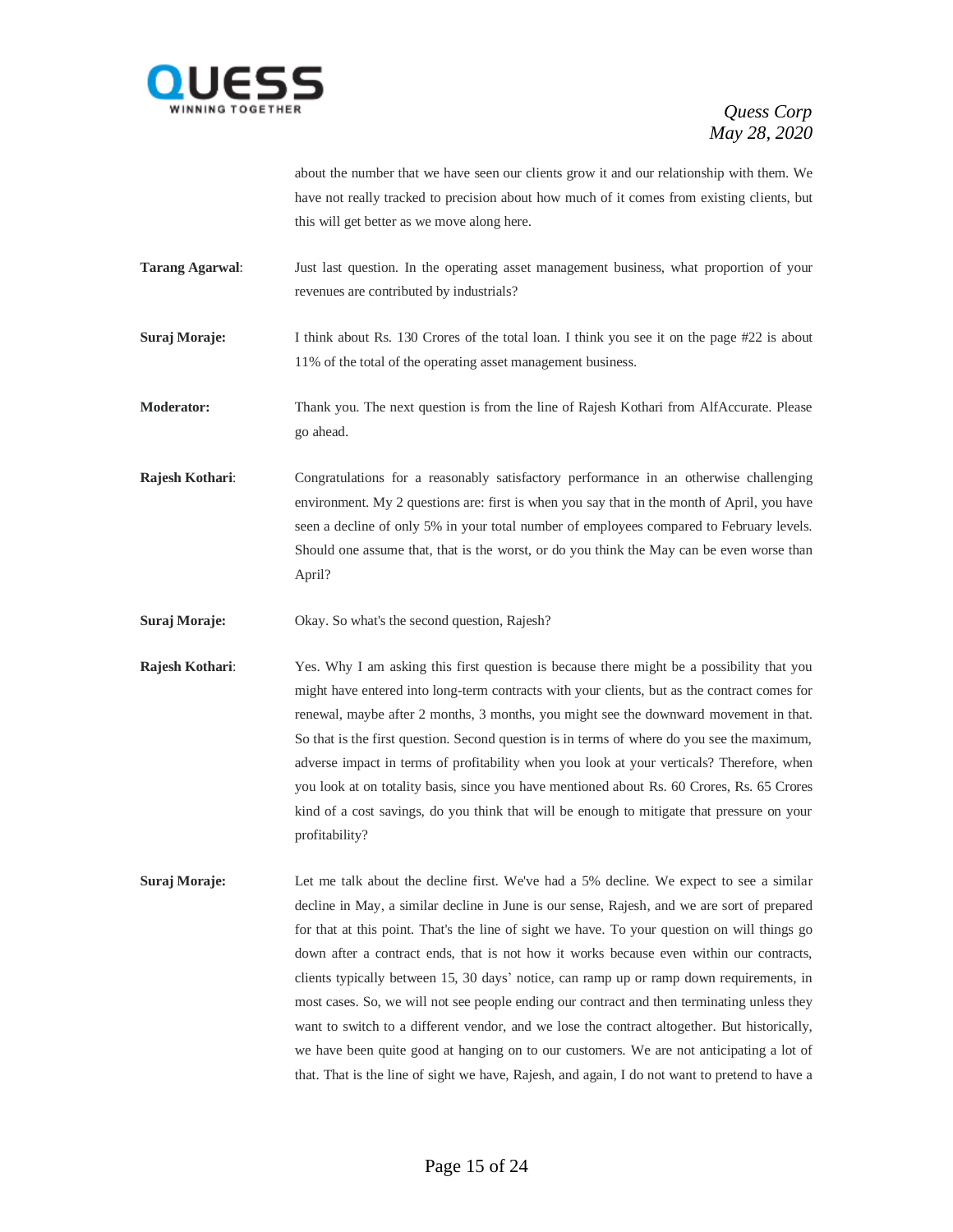about the number that we have seen our clients grow it and our relationship with them. We have not really tracked to precision about how much of it comes from existing clients, but this will get better as we move along here.

**Tarang Agarwal**: Just last question. In the operating asset management business, what proportion of your revenues are contributed by industrials?

**Suraj Moraje:** I think about Rs. 130 Crores of the total loan. I think you see it on the page #22 is about 11% of the total of the operating asset management business.

**Moderator:** Thank you. The next question is from the line of Rajesh Kothari from AlfAccurate. Please go ahead.

**Rajesh Kothari**: Congratulations for a reasonably satisfactory performance in an otherwise challenging environment. My 2 questions are: first is when you say that in the month of April, you have seen a decline of only 5% in your total number of employees compared to February levels. Should one assume that, that is the worst, or do you think the May can be even worse than April?

**Suraj Moraje:** Okay. So what's the second question, Rajesh?

**Rajesh Kothari**: Yes. Why I am asking this first question is because there might be a possibility that you might have entered into long-term contracts with your clients, but as the contract comes for renewal, maybe after 2 months, 3 months, you might see the downward movement in that. So that is the first question. Second question is in terms of where do you see the maximum, adverse impact in terms of profitability when you look at your verticals? Therefore, when you look at on totality basis, since you have mentioned about Rs. 60 Crores, Rs. 65 Crores kind of a cost savings, do you think that will be enough to mitigate that pressure on your profitability?

**Suraj Moraje:** Let me talk about the decline first. We've had a 5% decline. We expect to see a similar decline in May, a similar decline in June is our sense, Rajesh, and we are sort of prepared for that at this point. That's the line of sight we have. To your question on will things go down after a contract ends, that is not how it works because even within our contracts, clients typically between 15, 30 days' notice, can ramp up or ramp down requirements, in most cases. So, we will not see people ending our contract and then terminating unless they want to switch to a different vendor, and we lose the contract altogether. But historically, we have been quite good at hanging on to our customers. We are not anticipating a lot of that. That is the line of sight we have, Rajesh, and again, I do not want to pretend to have a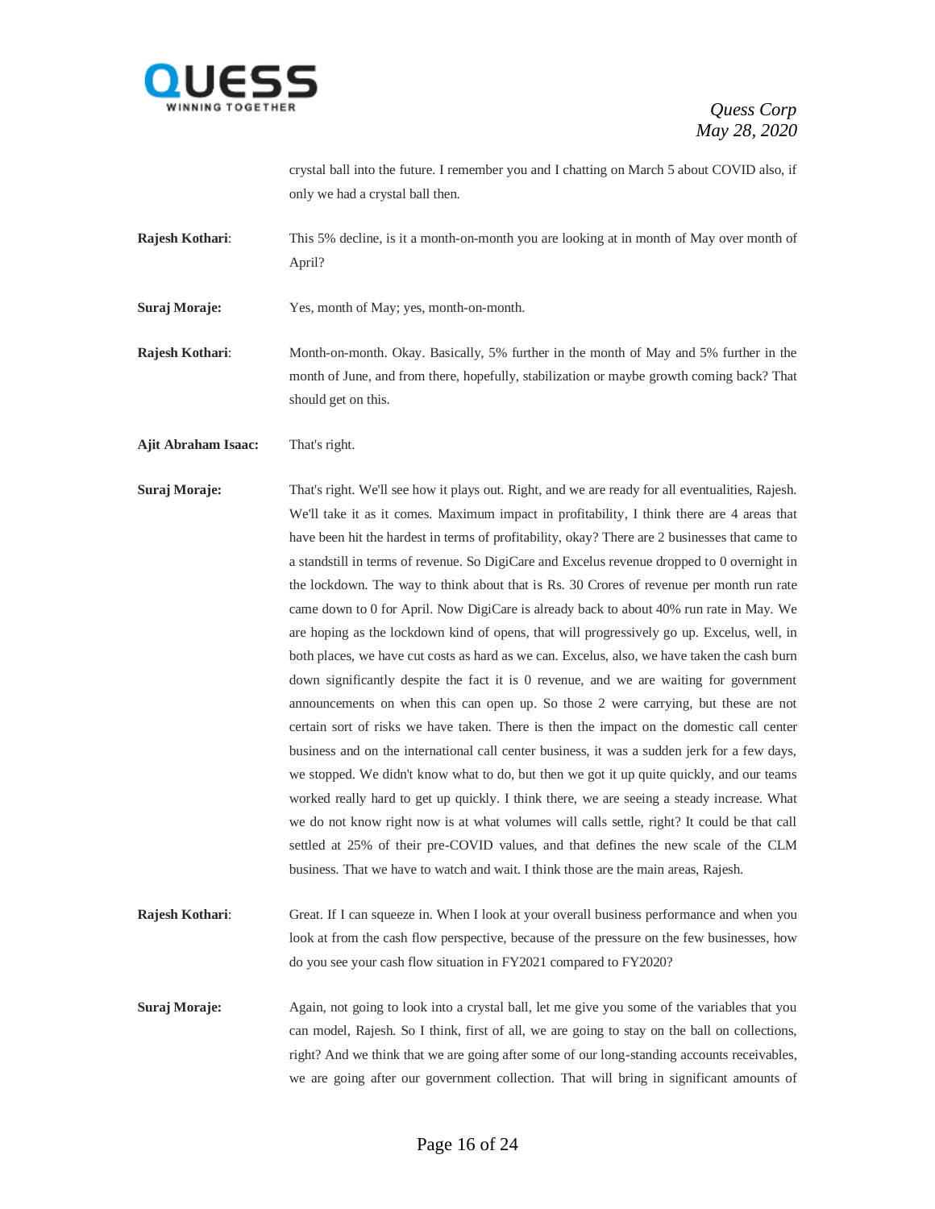crystal ball into the future. I remember you and I chatting on March 5 about COVID also, if only we had a crystal ball then.

**Rajesh Kothari**: This 5% decline, is it a month-on-month you are looking at in month of May over month of April?

**Suraj Moraje:** Yes, month of May; yes, month-on-month.

**Rajesh Kothari**: Month-on-month. Okay. Basically, 5% further in the month of May and 5% further in the month of June, and from there, hopefully, stabilization or maybe growth coming back? That should get on this.

**Ajit Abraham Isaac:** That's right.

**Suraj Moraje:** That's right. We'll see how it plays out. Right, and we are ready for all eventualities, Rajesh. We'll take it as it comes. Maximum impact in profitability, I think there are 4 areas that have been hit the hardest in terms of profitability, okay? There are 2 businesses that came to a standstill in terms of revenue. So DigiCare and Excelus revenue dropped to 0 overnight in the lockdown. The way to think about that is Rs. 30 Crores of revenue per month run rate came down to 0 for April. Now DigiCare is already back to about 40% run rate in May. We are hoping as the lockdown kind of opens, that will progressively go up. Excelus, well, in both places, we have cut costs as hard as we can. Excelus, also, we have taken the cash burn down significantly despite the fact it is 0 revenue, and we are waiting for government announcements on when this can open up. So those 2 were carrying, but these are not certain sort of risks we have taken. There is then the impact on the domestic call center business and on the international call center business, it was a sudden jerk for a few days, we stopped. We didn't know what to do, but then we got it up quite quickly, and our teams worked really hard to get up quickly. I think there, we are seeing a steady increase. What we do not know right now is at what volumes will calls settle, right? It could be that call settled at 25% of their pre-COVID values, and that defines the new scale of the CLM business. That we have to watch and wait. I think those are the main areas, Rajesh.

**Rajesh Kothari**: Great. If I can squeeze in. When I look at your overall business performance and when you look at from the cash flow perspective, because of the pressure on the few businesses, how do you see your cash flow situation in FY2021 compared to FY2020?

**Suraj Moraje:** Again, not going to look into a crystal ball, let me give you some of the variables that you can model, Rajesh. So I think, first of all, we are going to stay on the ball on collections, right? And we think that we are going after some of our long-standing accounts receivables, we are going after our government collection. That will bring in significant amounts of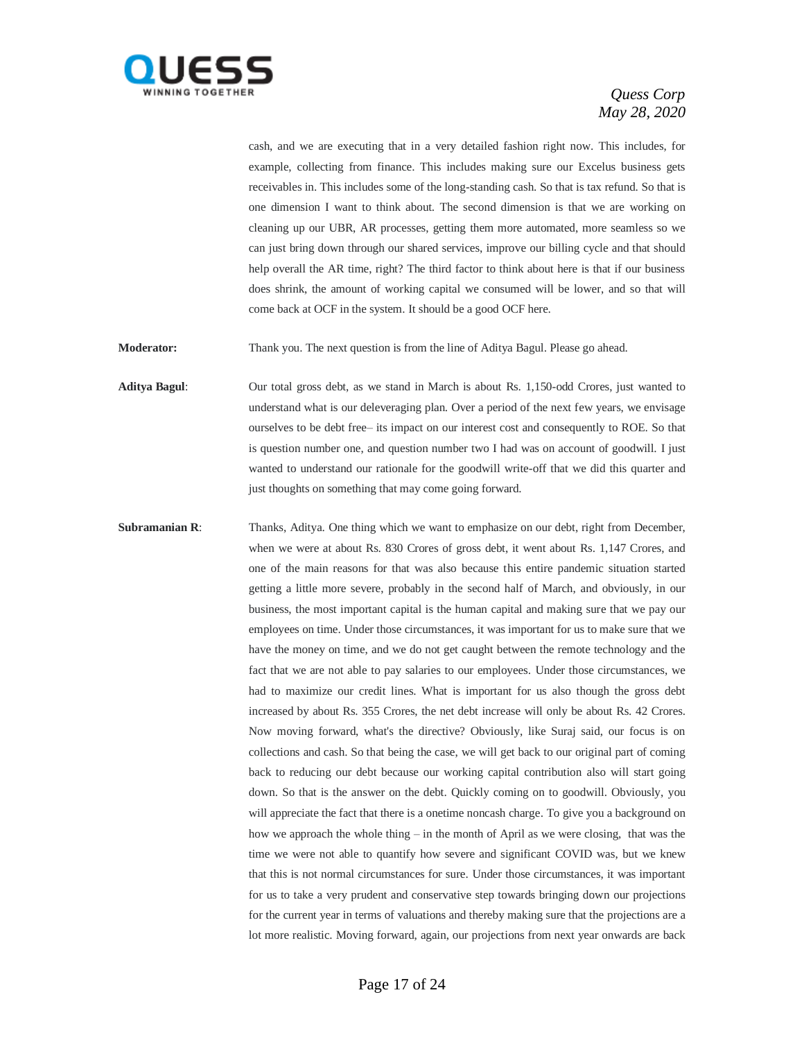cash, and we are executing that in a very detailed fashion right now. This includes, for example, collecting from finance. This includes making sure our Excelus business gets receivables in. This includes some of the long-standing cash. So that is tax refund. So that is one dimension I want to think about. The second dimension is that we are working on cleaning up our UBR, AR processes, getting them more automated, more seamless so we can just bring down through our shared services, improve our billing cycle and that should help overall the AR time, right? The third factor to think about here is that if our business does shrink, the amount of working capital we consumed will be lower, and so that will come back at OCF in the system. It should be a good OCF here.

**Moderator:** Thank you. The next question is from the line of Aditya Bagul. Please go ahead.

**Aditya Bagul**: Our total gross debt, as we stand in March is about Rs. 1,150-odd Crores, just wanted to understand what is our deleveraging plan. Over a period of the next few years, we envisage ourselves to be debt free– its impact on our interest cost and consequently to ROE. So that is question number one, and question number two I had was on account of goodwill. I just wanted to understand our rationale for the goodwill write-off that we did this quarter and just thoughts on something that may come going forward.

**Subramanian R**: Thanks, Aditya. One thing which we want to emphasize on our debt, right from December, when we were at about Rs. 830 Crores of gross debt, it went about Rs. 1,147 Crores, and one of the main reasons for that was also because this entire pandemic situation started getting a little more severe, probably in the second half of March, and obviously, in our business, the most important capital is the human capital and making sure that we pay our employees on time. Under those circumstances, it was important for us to make sure that we have the money on time, and we do not get caught between the remote technology and the fact that we are not able to pay salaries to our employees. Under those circumstances, we had to maximize our credit lines. What is important for us also though the gross debt increased by about Rs. 355 Crores, the net debt increase will only be about Rs. 42 Crores. Now moving forward, what's the directive? Obviously, like Suraj said, our focus is on collections and cash. So that being the case, we will get back to our original part of coming back to reducing our debt because our working capital contribution also will start going down. So that is the answer on the debt. Quickly coming on to goodwill. Obviously, you will appreciate the fact that there is a onetime noncash charge. To give you a background on how we approach the whole thing – in the month of April as we were closing, that was the time we were not able to quantify how severe and significant COVID was, but we knew that this is not normal circumstances for sure. Under those circumstances, it was important for us to take a very prudent and conservative step towards bringing down our projections for the current year in terms of valuations and thereby making sure that the projections are a lot more realistic. Moving forward, again, our projections from next year onwards are back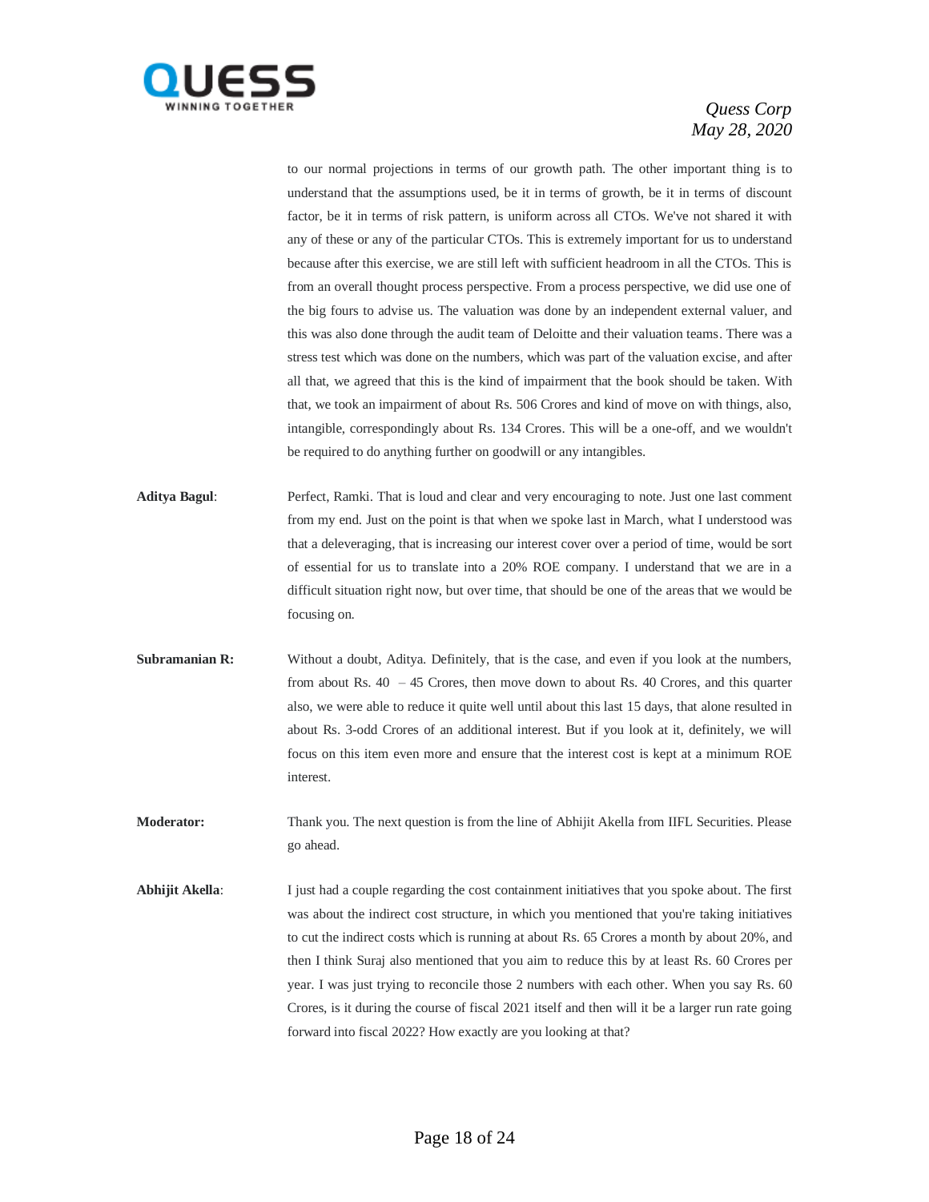to our normal projections in terms of our growth path. The other important thing is to understand that the assumptions used, be it in terms of growth, be it in terms of discount factor, be it in terms of risk pattern, is uniform across all CTOs. We've not shared it with any of these or any of the particular CTOs. This is extremely important for us to understand because after this exercise, we are still left with sufficient headroom in all the CTOs. This is from an overall thought process perspective. From a process perspective, we did use one of the big fours to advise us. The valuation was done by an independent external valuer, and this was also done through the audit team of Deloitte and their valuation teams. There was a stress test which was done on the numbers, which was part of the valuation excise, and after all that, we agreed that this is the kind of impairment that the book should be taken. With that, we took an impairment of about Rs. 506 Crores and kind of move on with things, also, intangible, correspondingly about Rs. 134 Crores. This will be a one-off, and we wouldn't be required to do anything further on goodwill or any intangibles.

**Aditya Bagul**: Perfect, Ramki. That is loud and clear and very encouraging to note. Just one last comment from my end. Just on the point is that when we spoke last in March, what I understood was that a deleveraging, that is increasing our interest cover over a period of time, would be sort of essential for us to translate into a 20% ROE company. I understand that we are in a difficult situation right now, but over time, that should be one of the areas that we would be focusing on.

**Subramanian R:** Without a doubt, Aditya. Definitely, that is the case, and even if you look at the numbers, from about Rs. 40 – 45 Crores, then move down to about Rs. 40 Crores, and this quarter also, we were able to reduce it quite well until about this last 15 days, that alone resulted in about Rs. 3-odd Crores of an additional interest. But if you look at it, definitely, we will focus on this item even more and ensure that the interest cost is kept at a minimum ROE interest.

**Moderator:** Thank you. The next question is from the line of Abhijit Akella from IIFL Securities. Please go ahead.

**Abhijit Akella**: I just had a couple regarding the cost containment initiatives that you spoke about. The first was about the indirect cost structure, in which you mentioned that you're taking initiatives to cut the indirect costs which is running at about Rs. 65 Crores a month by about 20%, and then I think Suraj also mentioned that you aim to reduce this by at least Rs. 60 Crores per year. I was just trying to reconcile those 2 numbers with each other. When you say Rs. 60 Crores, is it during the course of fiscal 2021 itself and then will it be a larger run rate going forward into fiscal 2022? How exactly are you looking at that?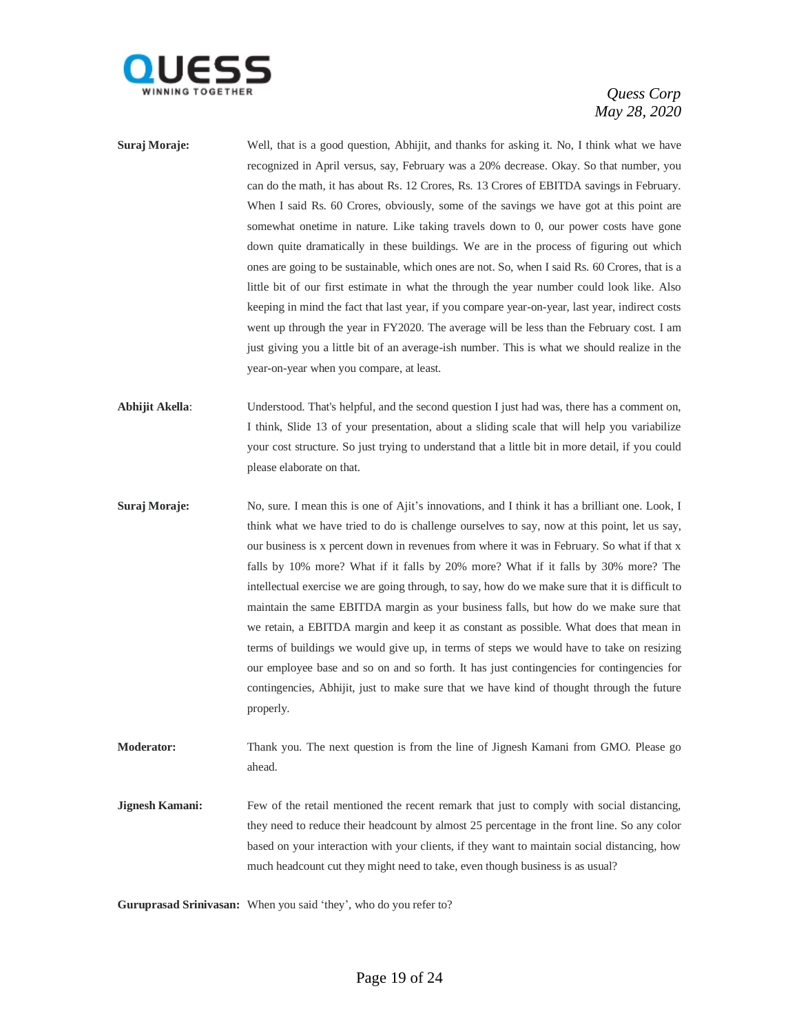**Suraj Moraje:** Well, that is a good question, Abhijit, and thanks for asking it. No, I think what we have recognized in April versus, say, February was a 20% decrease. Okay. So that number, you can do the math, it has about Rs. 12 Crores, Rs. 13 Crores of EBITDA savings in February. When I said Rs. 60 Crores, obviously, some of the savings we have got at this point are somewhat onetime in nature. Like taking travels down to 0, our power costs have gone down quite dramatically in these buildings. We are in the process of figuring out which ones are going to be sustainable, which ones are not. So, when I said Rs. 60 Crores, that is a little bit of our first estimate in what the through the year number could look like. Also keeping in mind the fact that last year, if you compare year-on-year, last year, indirect costs went up through the year in FY2020. The average will be less than the February cost. I am just giving you a little bit of an average-ish number. This is what we should realize in the year-on-year when you compare, at least.

**Abhijit Akella**: Understood. That's helpful, and the second question I just had was, there has a comment on, I think, Slide 13 of your presentation, about a sliding scale that will help you variabilize your cost structure. So just trying to understand that a little bit in more detail, if you could please elaborate on that.

**Suraj Moraje:** No, sure. I mean this is one of Ajit's innovations, and I think it has a brilliant one. Look, I think what we have tried to do is challenge ourselves to say, now at this point, let us say, our business is x percent down in revenues from where it was in February. So what if that x falls by 10% more? What if it falls by 20% more? What if it falls by 30% more? The intellectual exercise we are going through, to say, how do we make sure that it is difficult to maintain the same EBITDA margin as your business falls, but how do we make sure that we retain, a EBITDA margin and keep it as constant as possible. What does that mean in terms of buildings we would give up, in terms of steps we would have to take on resizing our employee base and so on and so forth. It has just contingencies for contingencies for contingencies, Abhijit, just to make sure that we have kind of thought through the future properly.

**Moderator:** Thank you. The next question is from the line of Jignesh Kamani from GMO. Please go ahead.

**Jignesh Kamani:** Few of the retail mentioned the recent remark that just to comply with social distancing, they need to reduce their headcount by almost 25 percentage in the front line. So any color based on your interaction with your clients, if they want to maintain social distancing, how much headcount cut they might need to take, even though business is as usual?

**Guruprasad Srinivasan:** When you said 'they', who do you refer to?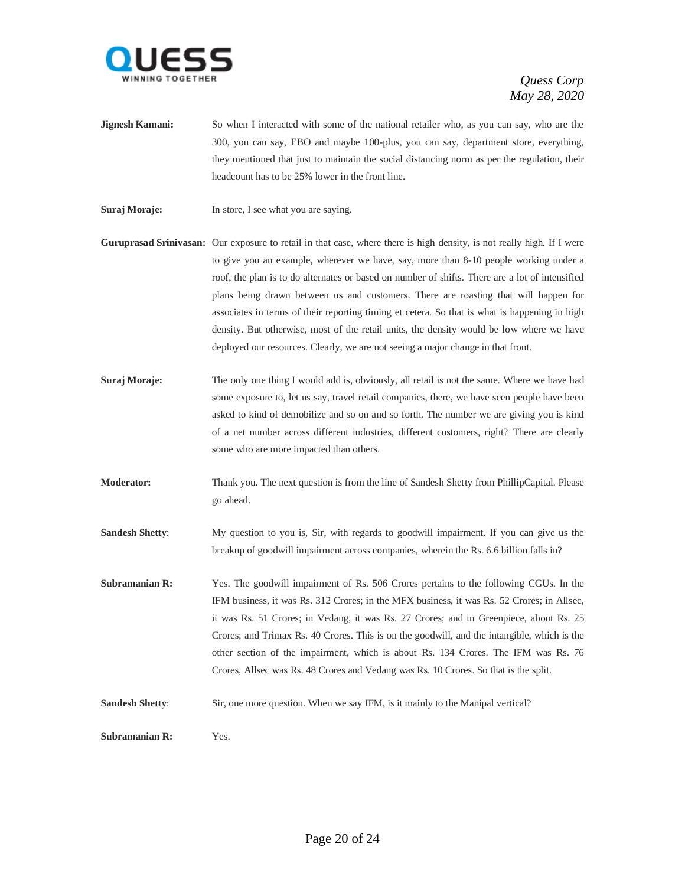**Jignesh Kamani:** So when I interacted with some of the national retailer who, as you can say, who are the 300, you can say, EBO and maybe 100-plus, you can say, department store, everything, they mentioned that just to maintain the social distancing norm as per the regulation, their headcount has to be 25% lower in the front line.

**Suraj Moraje:** In store, I see what you are saying.

**Guruprasad Srinivasan:** Our exposure to retail in that case, where there is high density, is not really high. If I were to give you an example, wherever we have, say, more than 8-10 people working under a roof, the plan is to do alternates or based on number of shifts. There are a lot of intensified plans being drawn between us and customers. There are roasting that will happen for associates in terms of their reporting timing et cetera. So that is what is happening in high density. But otherwise, most of the retail units, the density would be low where we have deployed our resources. Clearly, we are not seeing a major change in that front.

**Suraj Moraje:** The only one thing I would add is, obviously, all retail is not the same. Where we have had some exposure to, let us say, travel retail companies, there, we have seen people have been asked to kind of demobilize and so on and so forth. The number we are giving you is kind of a net number across different industries, different customers, right? There are clearly some who are more impacted than others.

**Moderator:** Thank you. The next question is from the line of Sandesh Shetty from PhillipCapital. Please go ahead.

**Sandesh Shetty**: My question to you is, Sir, with regards to goodwill impairment. If you can give us the breakup of goodwill impairment across companies, wherein the Rs. 6.6 billion falls in?

**Subramanian R:** Yes. The goodwill impairment of Rs. 506 Crores pertains to the following CGUs. In the IFM business, it was Rs. 312 Crores; in the MFX business, it was Rs. 52 Crores; in Allsec, it was Rs. 51 Crores; in Vedang, it was Rs. 27 Crores; and in Greenpiece, about Rs. 25 Crores; and Trimax Rs. 40 Crores. This is on the goodwill, and the intangible, which is the other section of the impairment, which is about Rs. 134 Crores. The IFM was Rs. 76 Crores, Allsec was Rs. 48 Crores and Vedang was Rs. 10 Crores. So that is the split.

**Sandesh Shetty**: Sir, one more question. When we say IFM, is it mainly to the Manipal vertical?

**Subramanian R:** Yes.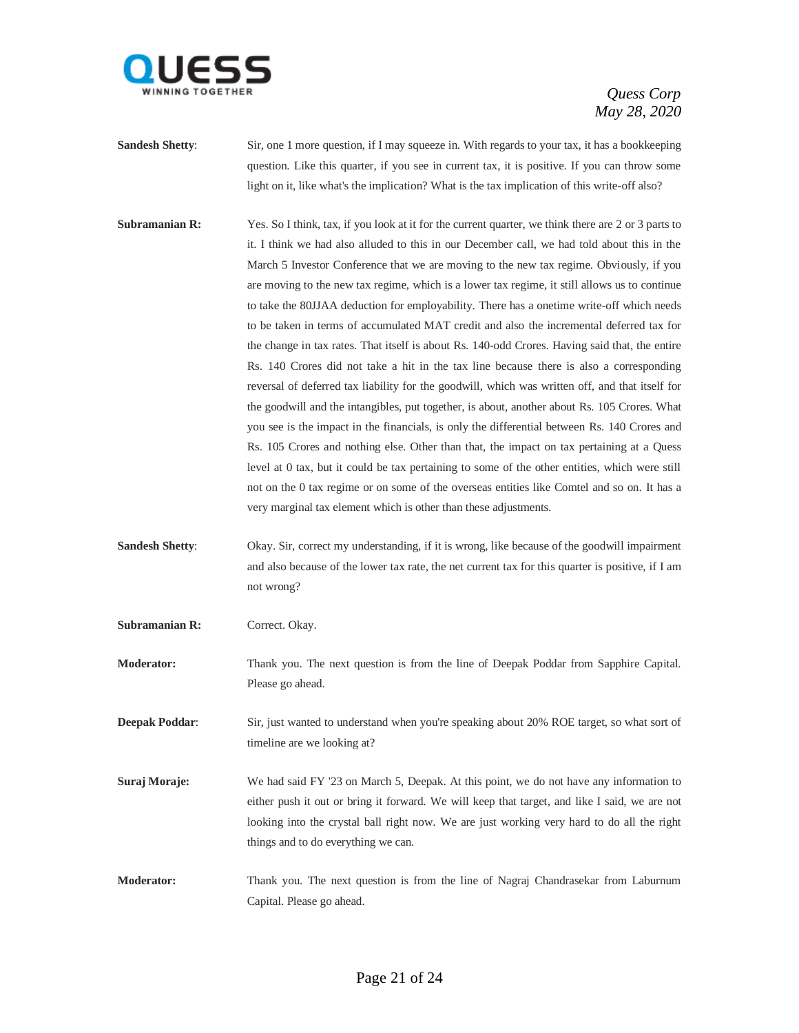**Sandesh Shetty**: Sir, one 1 more question, if I may squeeze in. With regards to your tax, it has a bookkeeping question. Like this quarter, if you see in current tax, it is positive. If you can throw some light on it, like what's the implication? What is the tax implication of this write-off also?

**Subramanian R:** Yes. So I think, tax, if you look at it for the current quarter, we think there are 2 or 3 parts to it. I think we had also alluded to this in our December call, we had told about this in the March 5 Investor Conference that we are moving to the new tax regime. Obviously, if you are moving to the new tax regime, which is a lower tax regime, it still allows us to continue to take the 80JJAA deduction for employability. There has a onetime write-off which needs to be taken in terms of accumulated MAT credit and also the incremental deferred tax for the change in tax rates. That itself is about Rs. 140-odd Crores. Having said that, the entire Rs. 140 Crores did not take a hit in the tax line because there is also a corresponding reversal of deferred tax liability for the goodwill, which was written off, and that itself for the goodwill and the intangibles, put together, is about, another about Rs. 105 Crores. What you see is the impact in the financials, is only the differential between Rs. 140 Crores and Rs. 105 Crores and nothing else. Other than that, the impact on tax pertaining at a Quess level at 0 tax, but it could be tax pertaining to some of the other entities, which were still not on the 0 tax regime or on some of the overseas entities like Comtel and so on. It has a very marginal tax element which is other than these adjustments.

**Sandesh Shetty**: Okay. Sir, correct my understanding, if it is wrong, like because of the goodwill impairment and also because of the lower tax rate, the net current tax for this quarter is positive, if I am not wrong?

**Subramanian R:** Correct. Okay.

**Moderator:** Thank you. The next question is from the line of Deepak Poddar from Sapphire Capital. Please go ahead.

**Deepak Poddar**: Sir, just wanted to understand when you're speaking about 20% ROE target, so what sort of timeline are we looking at?

**Suraj Moraje:** We had said FY '23 on March 5, Deepak. At this point, we do not have any information to either push it out or bring it forward. We will keep that target, and like I said, we are not looking into the crystal ball right now. We are just working very hard to do all the right things and to do everything we can.

**Moderator:** Thank you. The next question is from the line of Nagraj Chandrasekar from Laburnum Capital. Please go ahead.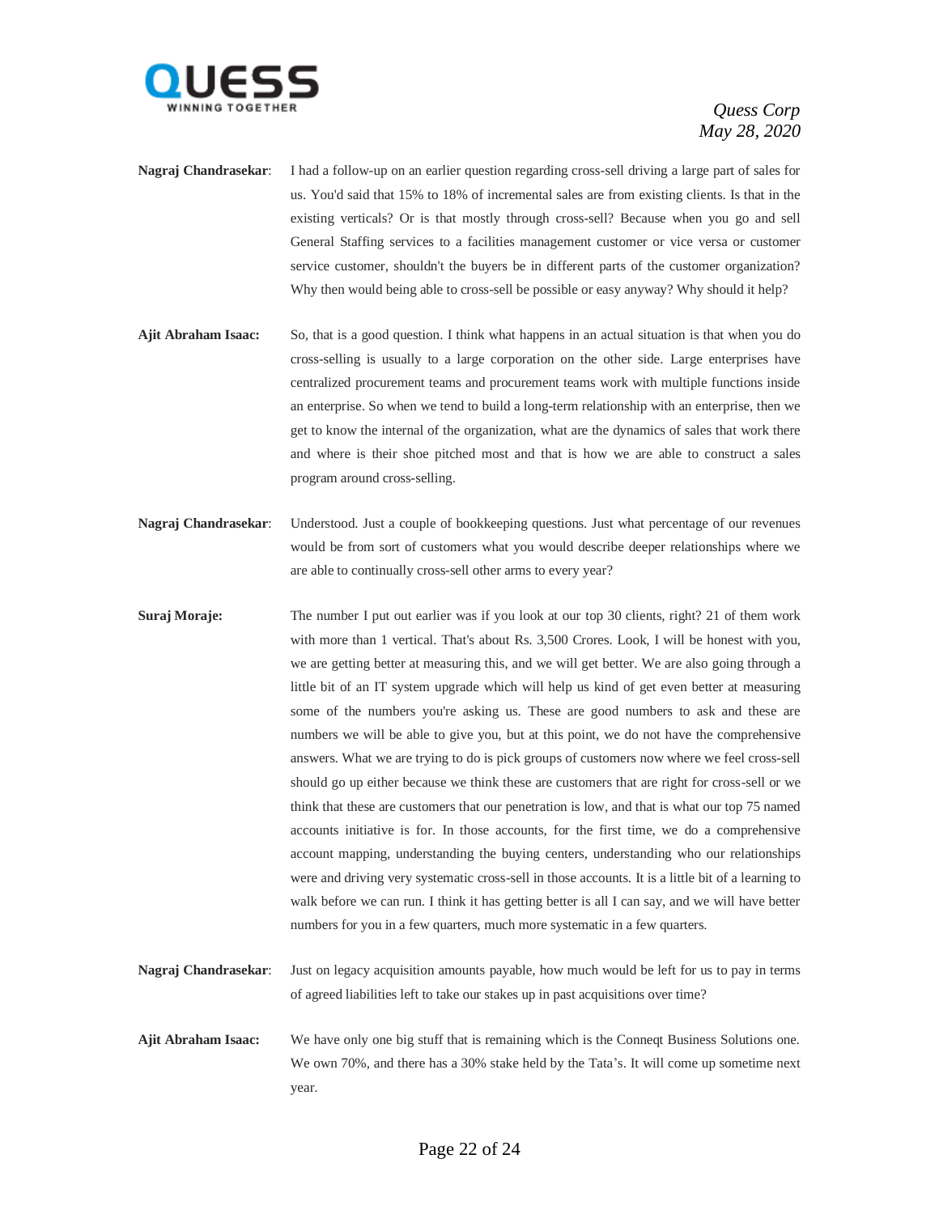**Nagraj Chandrasekar**: I had a follow-up on an earlier question regarding cross-sell driving a large part of sales for us. You'd said that 15% to 18% of incremental sales are from existing clients. Is that in the existing verticals? Or is that mostly through cross-sell? Because when you go and sell General Staffing services to a facilities management customer or vice versa or customer service customer, shouldn't the buyers be in different parts of the customer organization? Why then would being able to cross-sell be possible or easy anyway? Why should it help?

**Ajit Abraham Isaac:** So, that is a good question. I think what happens in an actual situation is that when you do cross-selling is usually to a large corporation on the other side. Large enterprises have centralized procurement teams and procurement teams work with multiple functions inside an enterprise. So when we tend to build a long-term relationship with an enterprise, then we get to know the internal of the organization, what are the dynamics of sales that work there and where is their shoe pitched most and that is how we are able to construct a sales program around cross-selling.

**Nagraj Chandrasekar**: Understood. Just a couple of bookkeeping questions. Just what percentage of our revenues would be from sort of customers what you would describe deeper relationships where we are able to continually cross-sell other arms to every year?

**Suraj Moraje:** The number I put out earlier was if you look at our top 30 clients, right? 21 of them work with more than 1 vertical. That's about Rs. 3,500 Crores. Look, I will be honest with you, we are getting better at measuring this, and we will get better. We are also going through a little bit of an IT system upgrade which will help us kind of get even better at measuring some of the numbers you're asking us. These are good numbers to ask and these are numbers we will be able to give you, but at this point, we do not have the comprehensive answers. What we are trying to do is pick groups of customers now where we feel cross-sell should go up either because we think these are customers that are right for cross-sell or we think that these are customers that our penetration is low, and that is what our top 75 named accounts initiative is for. In those accounts, for the first time, we do a comprehensive account mapping, understanding the buying centers, understanding who our relationships were and driving very systematic cross-sell in those accounts. It is a little bit of a learning to walk before we can run. I think it has getting better is all I can say, and we will have better numbers for you in a few quarters, much more systematic in a few quarters.

**Nagraj Chandrasekar**: Just on legacy acquisition amounts payable, how much would be left for us to pay in terms of agreed liabilities left to take our stakes up in past acquisitions over time?

**Ajit Abraham Isaac:** We have only one big stuff that is remaining which is the Conneqt Business Solutions one. We own 70%, and there has a 30% stake held by the Tata's. It will come up sometime next year.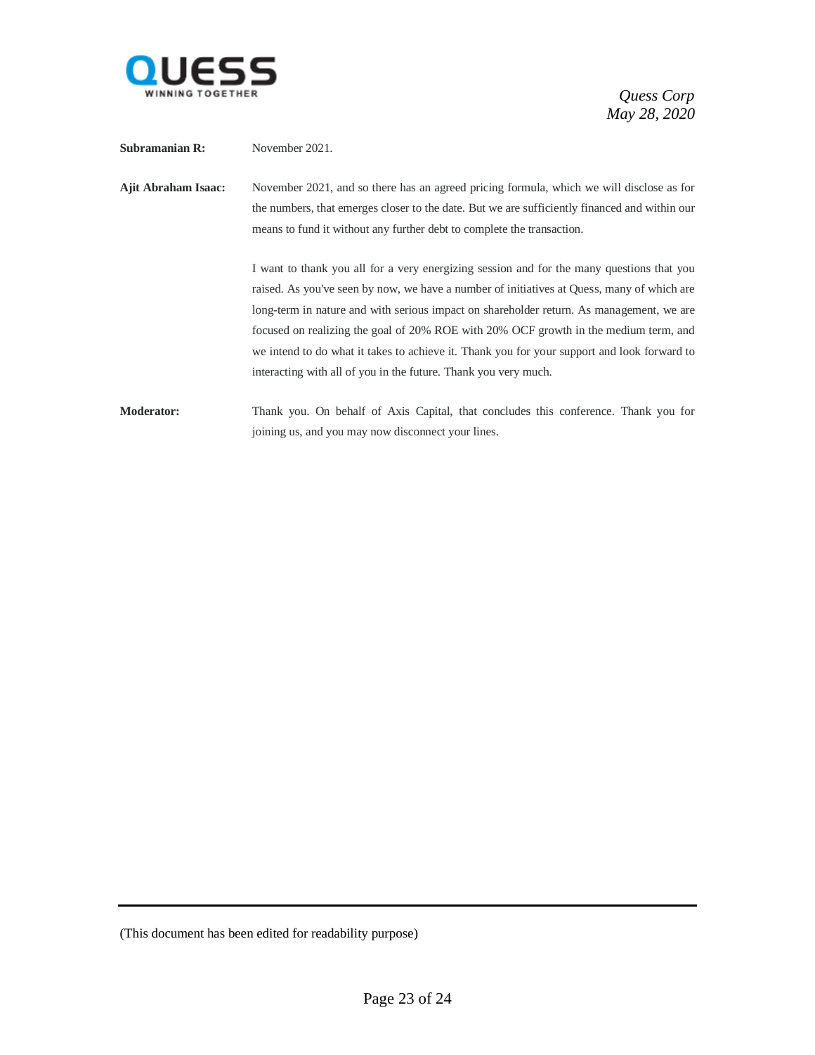**Subramanian R:** November 2021.

**Ajit Abraham Isaac:** November 2021, and so there has an agreed pricing formula, which we will disclose as for the numbers, that emerges closer to the date. But we are sufficiently financed and within our means to fund it without any further debt to complete the transaction.

I want to thank you all for a very energizing session and for the many questions that you raised. As you've seen by now, we have a number of initiatives at Quess, many of which are long-term in nature and with serious impact on shareholder return. As management, we are focused on realizing the goal of 20% ROE with 20% OCF growth in the medium term, and we intend to do what it takes to achieve it. Thank you for your support and look forward to interacting with all of you in the future. Thank you very much.

**Moderator:** Thank you. On behalf of Axis Capital, that concludes this conference. Thank you for joining us, and you may now disconnect your lines.

(This document has been edited for readability purpose)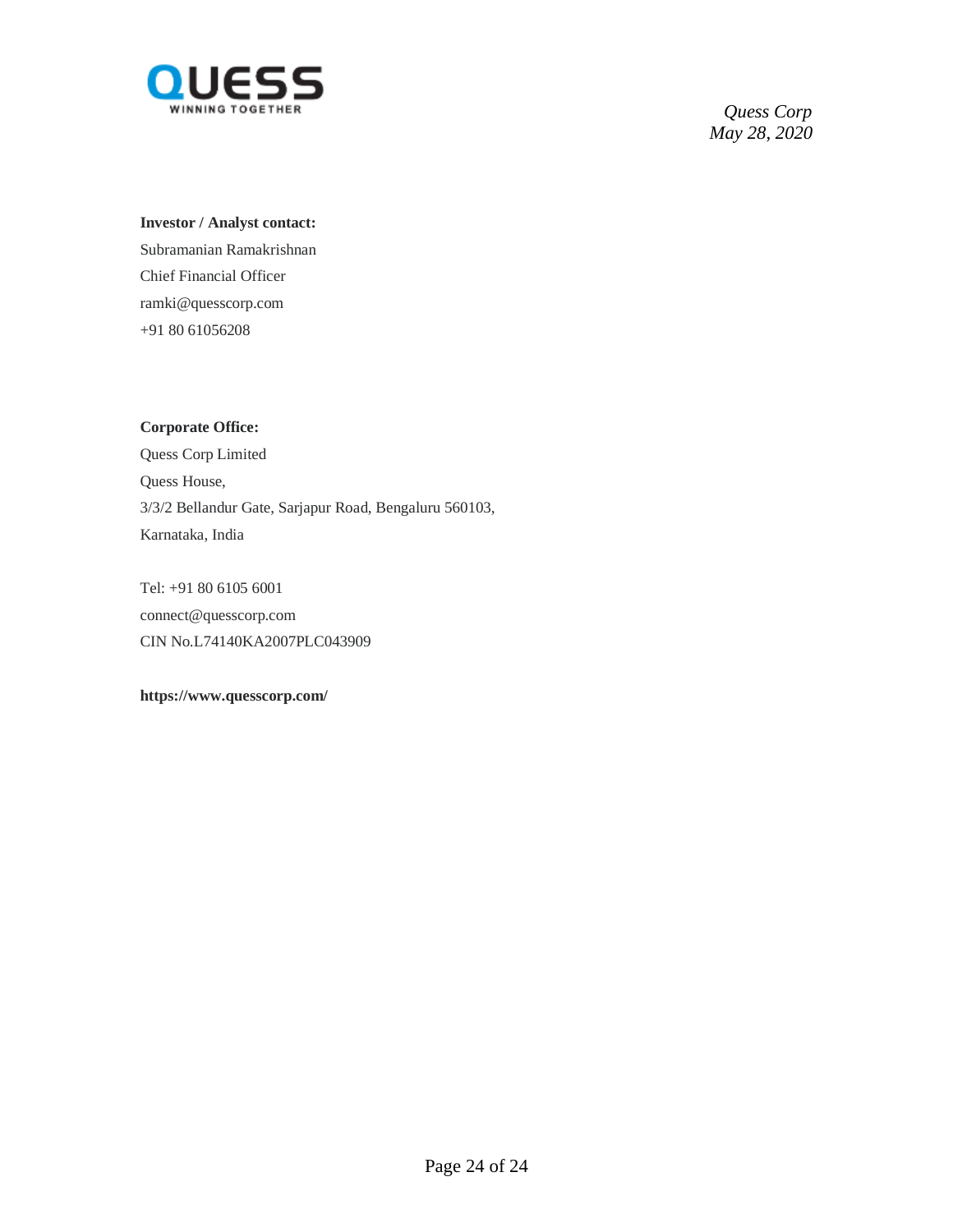**Investor / Analyst contact:**
Subramanian Ramakrishnan
Chief Financial Officer
ramki@quesscorp.com
+91 80 61056208

**Corporate Office:**
Quess Corp Limited
Quess House,
3/3/2 Bellandur Gate, Sarjapur Road, Bengaluru 560103,
Karnataka, India

Tel: +91 80 6105 6001
connect@quesscorp.com
CIN No.L74140KA2007PLC043909

**https://www.quesscorp.com/**